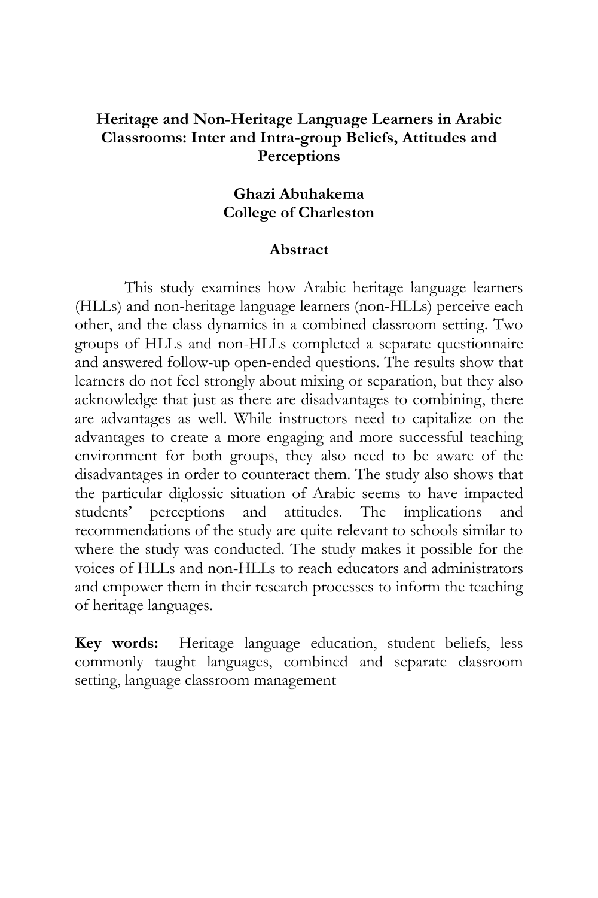# Heritage and Non-Heritage Language Learners in Arabic Classrooms: Inter and Intra-group Beliefs, Attitudes and Perceptions

**Ghazi Abuhakema**
**College of Charleston**

## Abstract

This study examines how Arabic heritage language learners (HLLs) and non-heritage language learners (non-HLLs) perceive each other, and the class dynamics in a combined classroom setting. Two groups of HLLs and non-HLLs completed a separate questionnaire and answered follow-up open-ended questions. The results show that learners do not feel strongly about mixing or separation, but they also acknowledge that just as there are disadvantages to combining, there are advantages as well. While instructors need to capitalize on the advantages to create a more engaging and more successful teaching environment for both groups, they also need to be aware of the disadvantages in order to counteract them. The study also shows that the particular diglossic situation of Arabic seems to have impacted students' perceptions and attitudes. The implications and recommendations of the study are quite relevant to schools similar to where the study was conducted. The study makes it possible for the voices of HLLs and non-HLLs to reach educators and administrators and empower them in their research processes to inform the teaching of heritage languages.

**Key words:** Heritage language education, student beliefs, less commonly taught languages, combined and separate classroom setting, language classroom management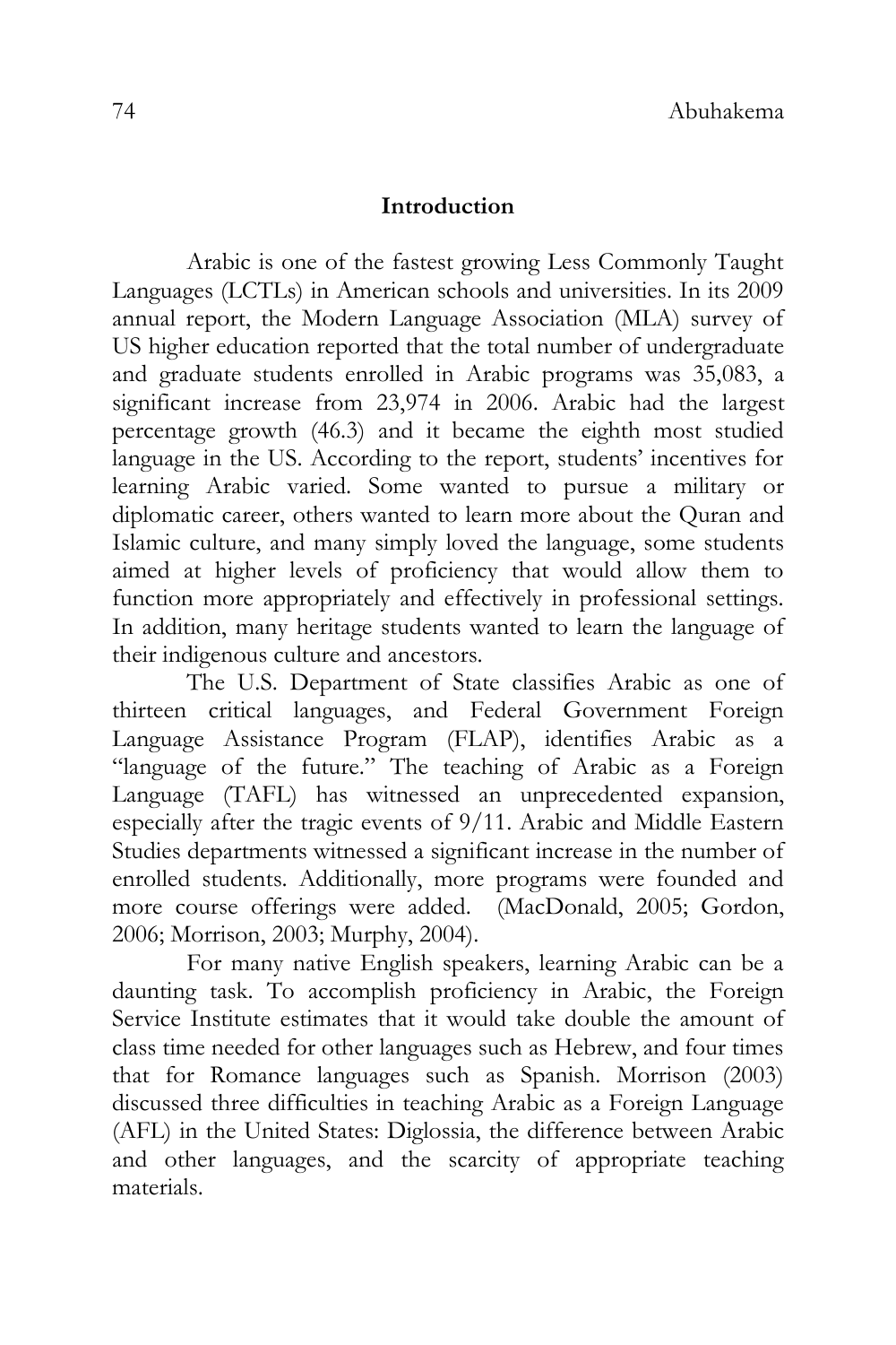## Introduction

Arabic is one of the fastest growing Less Commonly Taught Languages (LCTLs) in American schools and universities. In its 2009 annual report, the Modern Language Association (MLA) survey of US higher education reported that the total number of undergraduate and graduate students enrolled in Arabic programs was 35,083, a significant increase from 23,974 in 2006. Arabic had the largest percentage growth (46.3) and it became the eighth most studied language in the US. According to the report, students' incentives for learning Arabic varied. Some wanted to pursue a military or diplomatic career, others wanted to learn more about the Quran and Islamic culture, and many simply loved the language, some students aimed at higher levels of proficiency that would allow them to function more appropriately and effectively in professional settings. In addition, many heritage students wanted to learn the language of their indigenous culture and ancestors.

The U.S. Department of State classifies Arabic as one of thirteen critical languages, and Federal Government Foreign Language Assistance Program (FLAP), identifies Arabic as a "language of the future." The teaching of Arabic as a Foreign Language (TAFL) has witnessed an unprecedented expansion, especially after the tragic events of 9/11. Arabic and Middle Eastern Studies departments witnessed a significant increase in the number of enrolled students. Additionally, more programs were founded and more course offerings were added. (MacDonald, 2005; Gordon, 2006; Morrison, 2003; Murphy, 2004).

For many native English speakers, learning Arabic can be a daunting task. To accomplish proficiency in Arabic, the Foreign Service Institute estimates that it would take double the amount of class time needed for other languages such as Hebrew, and four times that for Romance languages such as Spanish. Morrison (2003) discussed three difficulties in teaching Arabic as a Foreign Language (AFL) in the United States: Diglossia, the difference between Arabic and other languages, and the scarcity of appropriate teaching materials.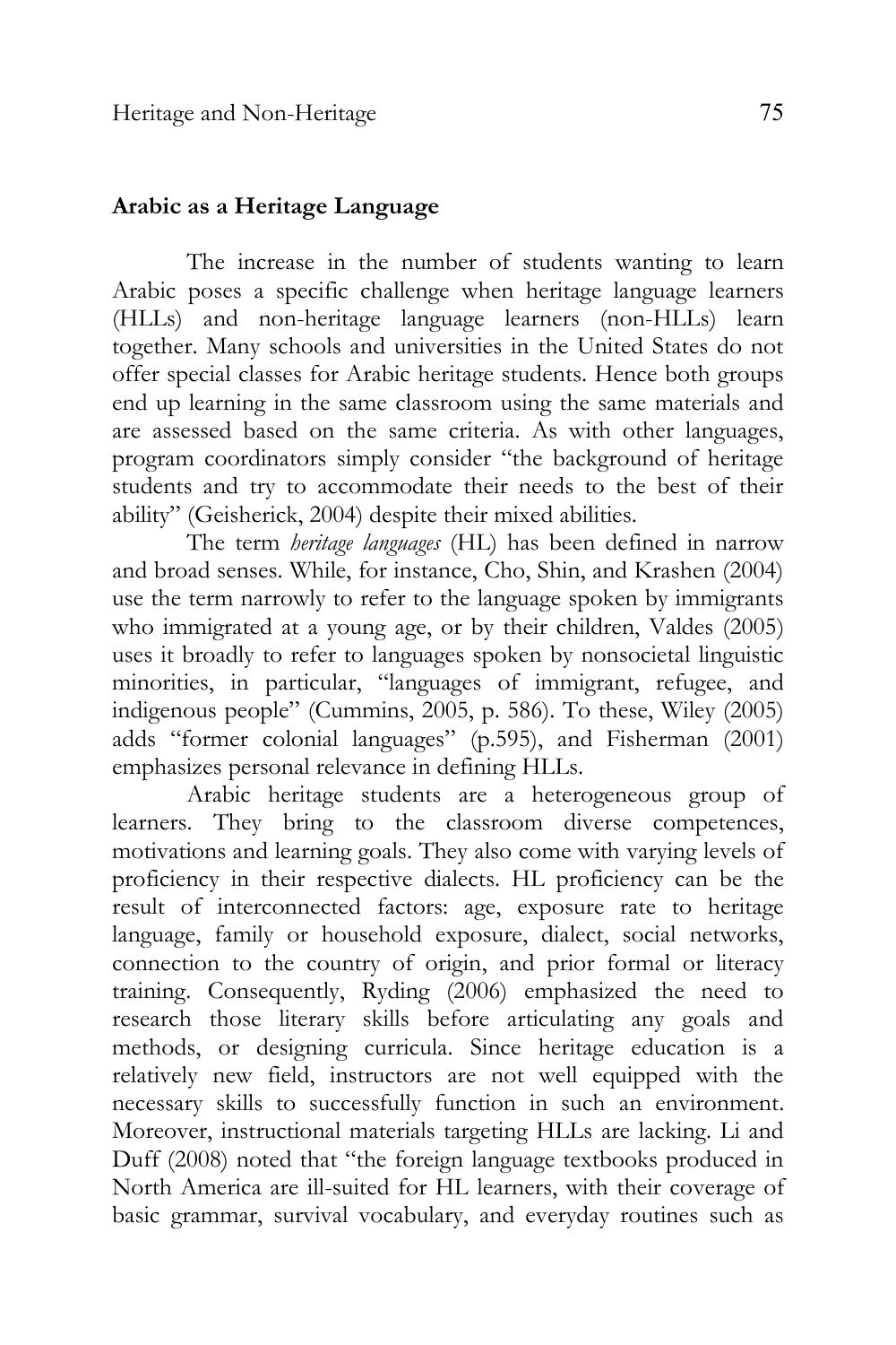## Arabic as a Heritage Language

The increase in the number of students wanting to learn Arabic poses a specific challenge when heritage language learners (HLLs) and non-heritage language learners (non-HLLs) learn together. Many schools and universities in the United States do not offer special classes for Arabic heritage students. Hence both groups end up learning in the same classroom using the same materials and are assessed based on the same criteria. As with other languages, program coordinators simply consider "the background of heritage students and try to accommodate their needs to the best of their ability" (Geisherick, 2004) despite their mixed abilities.

The term *heritage languages* (HL) has been defined in narrow and broad senses. While, for instance, Cho, Shin, and Krashen (2004) use the term narrowly to refer to the language spoken by immigrants who immigrated at a young age, or by their children, Valdes (2005) uses it broadly to refer to languages spoken by nonsocietal linguistic minorities, in particular, "languages of immigrant, refugee, and indigenous people" (Cummins, 2005, p. 586). To these, Wiley (2005) adds "former colonial languages" (p.595), and Fisherman (2001) emphasizes personal relevance in defining HLLs.

Arabic heritage students are a heterogeneous group of learners. They bring to the classroom diverse competences, motivations and learning goals. They also come with varying levels of proficiency in their respective dialects. HL proficiency can be the result of interconnected factors: age, exposure rate to heritage language, family or household exposure, dialect, social networks, connection to the country of origin, and prior formal or literacy training. Consequently, Ryding (2006) emphasized the need to research those literary skills before articulating any goals and methods, or designing curricula. Since heritage education is a relatively new field, instructors are not well equipped with the necessary skills to successfully function in such an environment. Moreover, instructional materials targeting HLLs are lacking. Li and Duff (2008) noted that "the foreign language textbooks produced in North America are ill-suited for HL learners, with their coverage of basic grammar, survival vocabulary, and everyday routines such as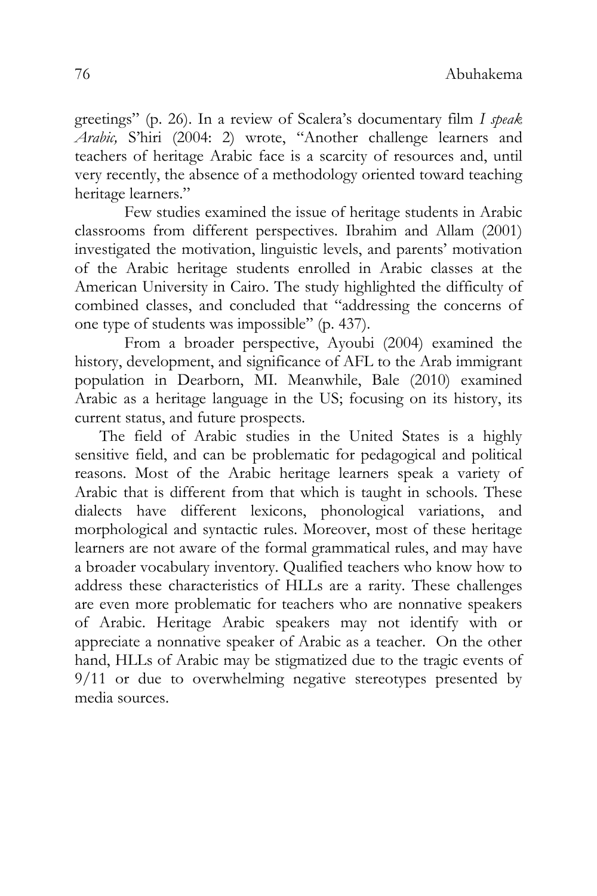greetings" (p. 26). In a review of Scalera's documentary film *I speak Arabic,* S'hiri (2004: 2) wrote, "Another challenge learners and teachers of heritage Arabic face is a scarcity of resources and, until very recently, the absence of a methodology oriented toward teaching heritage learners."

Few studies examined the issue of heritage students in Arabic classrooms from different perspectives. Ibrahim and Allam (2001) investigated the motivation, linguistic levels, and parents' motivation of the Arabic heritage students enrolled in Arabic classes at the American University in Cairo. The study highlighted the difficulty of combined classes, and concluded that "addressing the concerns of one type of students was impossible" (p. 437).

From a broader perspective, Ayoubi (2004) examined the history, development, and significance of AFL to the Arab immigrant population in Dearborn, MI. Meanwhile, Bale (2010) examined Arabic as a heritage language in the US; focusing on its history, its current status, and future prospects.

The field of Arabic studies in the United States is a highly sensitive field, and can be problematic for pedagogical and political reasons. Most of the Arabic heritage learners speak a variety of Arabic that is different from that which is taught in schools. These dialects have different lexicons, phonological variations, and morphological and syntactic rules. Moreover, most of these heritage learners are not aware of the formal grammatical rules, and may have a broader vocabulary inventory. Qualified teachers who know how to address these characteristics of HLLs are a rarity. These challenges are even more problematic for teachers who are nonnative speakers of Arabic. Heritage Arabic speakers may not identify with or appreciate a nonnative speaker of Arabic as a teacher. On the other hand, HLLs of Arabic may be stigmatized due to the tragic events of 9/11 or due to overwhelming negative stereotypes presented by media sources.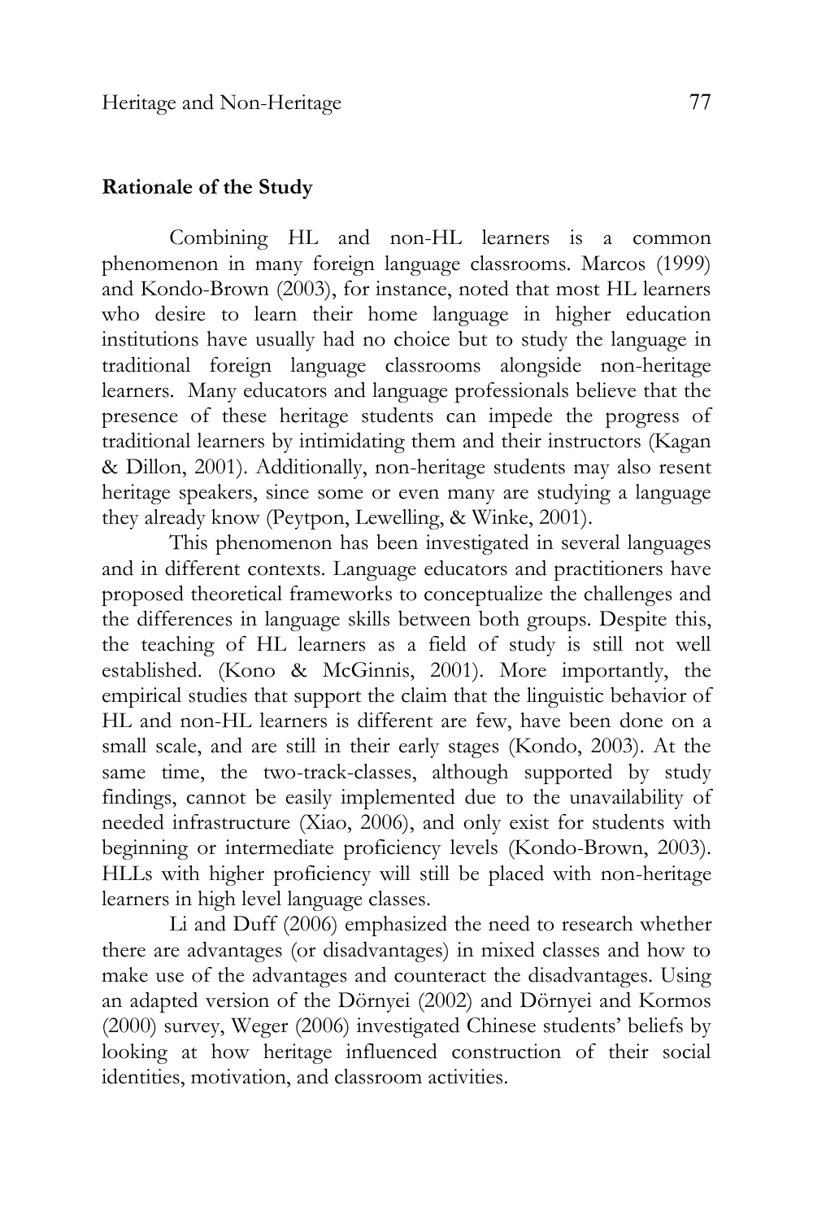**Rationale of the Study**

Combining HL and non-HL learners is a common phenomenon in many foreign language classrooms. Marcos (1999) and Kondo-Brown (2003), for instance, noted that most HL learners who desire to learn their home language in higher education institutions have usually had no choice but to study the language in traditional foreign language classrooms alongside non-heritage learners. Many educators and language professionals believe that the presence of these heritage students can impede the progress of traditional learners by intimidating them and their instructors (Kagan & Dillon, 2001). Additionally, non-heritage students may also resent heritage speakers, since some or even many are studying a language they already know (Peytpon, Lewelling, & Winke, 2001).

This phenomenon has been investigated in several languages and in different contexts. Language educators and practitioners have proposed theoretical frameworks to conceptualize the challenges and the differences in language skills between both groups. Despite this, the teaching of HL learners as a field of study is still not well established. (Kono & McGinnis, 2001). More importantly, the empirical studies that support the claim that the linguistic behavior of HL and non-HL learners is different are few, have been done on a small scale, and are still in their early stages (Kondo, 2003). At the same time, the two-track-classes, although supported by study findings, cannot be easily implemented due to the unavailability of needed infrastructure (Xiao, 2006), and only exist for students with beginning or intermediate proficiency levels (Kondo-Brown, 2003). HLLs with higher proficiency will still be placed with non-heritage learners in high level language classes.

Li and Duff (2006) emphasized the need to research whether there are advantages (or disadvantages) in mixed classes and how to make use of the advantages and counteract the disadvantages. Using an adapted version of the Dörnyei (2002) and Dörnyei and Kormos (2000) survey, Weger (2006) investigated Chinese students' beliefs by looking at how heritage influenced construction of their social identities, motivation, and classroom activities.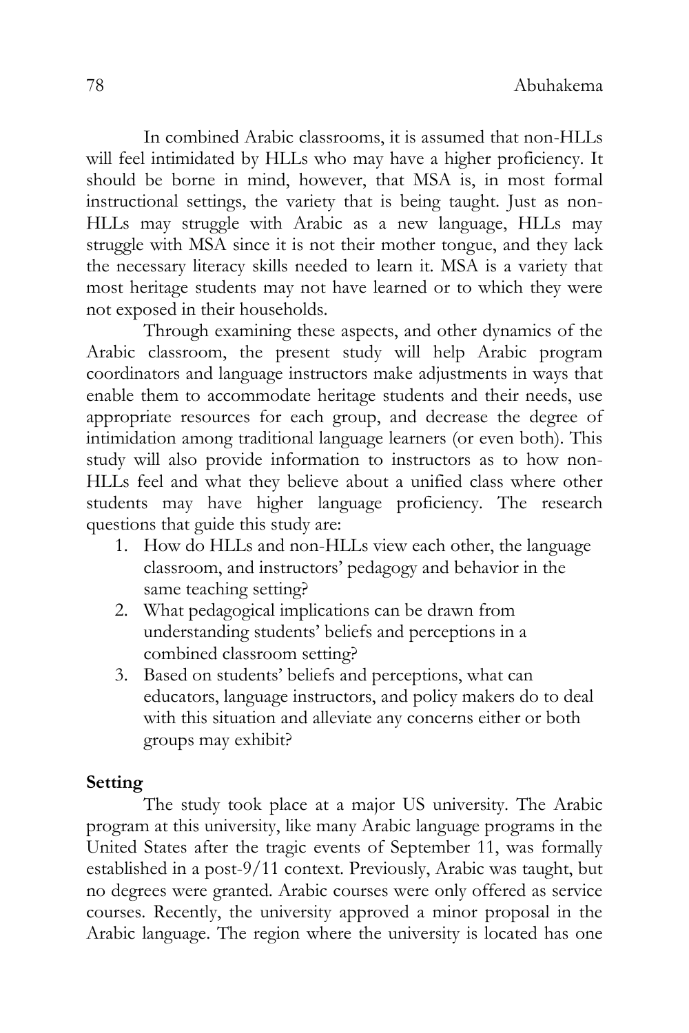In combined Arabic classrooms, it is assumed that non-HLLs will feel intimidated by HLLs who may have a higher proficiency. It should be borne in mind, however, that MSA is, in most formal instructional settings, the variety that is being taught. Just as non-HLLs may struggle with Arabic as a new language, HLLs may struggle with MSA since it is not their mother tongue, and they lack the necessary literacy skills needed to learn it. MSA is a variety that most heritage students may not have learned or to which they were not exposed in their households.

Through examining these aspects, and other dynamics of the Arabic classroom, the present study will help Arabic program coordinators and language instructors make adjustments in ways that enable them to accommodate heritage students and their needs, use appropriate resources for each group, and decrease the degree of intimidation among traditional language learners (or even both). This study will also provide information to instructors as to how non-HLLs feel and what they believe about a unified class where other students may have higher language proficiency. The research questions that guide this study are:

1. How do HLLs and non-HLLs view each other, the language classroom, and instructors' pedagogy and behavior in the same teaching setting?
2. What pedagogical implications can be drawn from understanding students' beliefs and perceptions in a combined classroom setting?
3. Based on students' beliefs and perceptions, what can educators, language instructors, and policy makers do to deal with this situation and alleviate any concerns either or both groups may exhibit?

**Setting**

The study took place at a major US university. The Arabic program at this university, like many Arabic language programs in the United States after the tragic events of September 11, was formally established in a post-9/11 context. Previously, Arabic was taught, but no degrees were granted. Arabic courses were only offered as service courses. Recently, the university approved a minor proposal in the Arabic language. The region where the university is located has one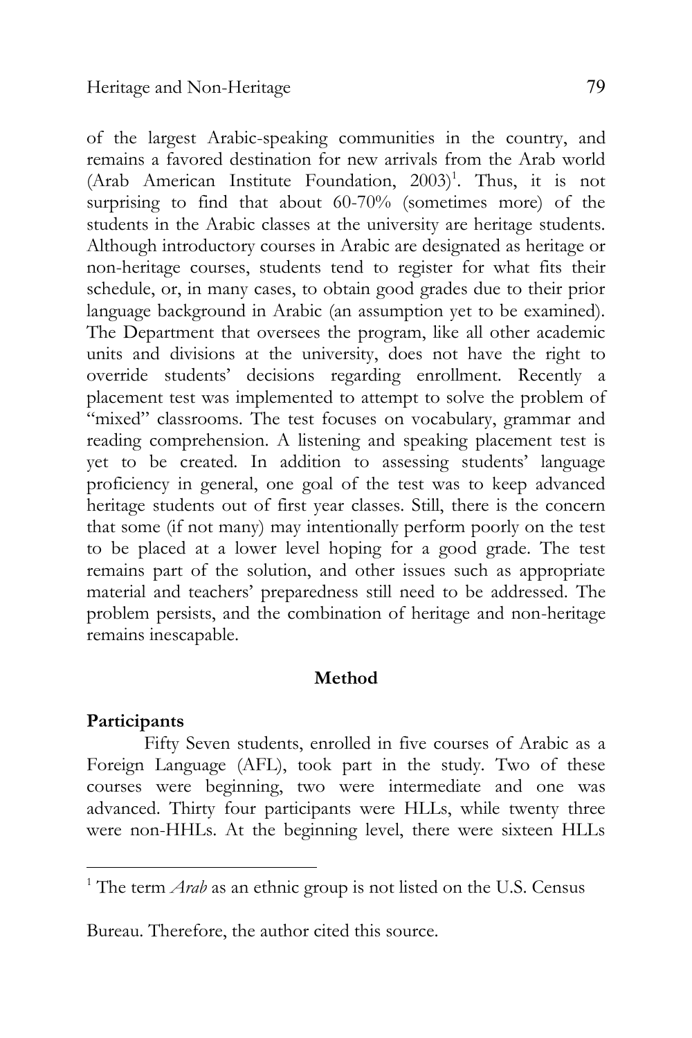of the largest Arabic-speaking communities in the country, and remains a favored destination for new arrivals from the Arab world (Arab American Institute Foundation, 2003)[1]. Thus, it is not surprising to find that about 60-70% (sometimes more) of the students in the Arabic classes at the university are heritage students. Although introductory courses in Arabic are designated as heritage or non-heritage courses, students tend to register for what fits their schedule, or, in many cases, to obtain good grades due to their prior language background in Arabic (an assumption yet to be examined). The Department that oversees the program, like all other academic units and divisions at the university, does not have the right to override students' decisions regarding enrollment. Recently a placement test was implemented to attempt to solve the problem of "mixed" classrooms. The test focuses on vocabulary, grammar and reading comprehension. A listening and speaking placement test is yet to be created. In addition to assessing students' language proficiency in general, one goal of the test was to keep advanced heritage students out of first year classes. Still, there is the concern that some (if not many) may intentionally perform poorly on the test to be placed at a lower level hoping for a good grade. The test remains part of the solution, and other issues such as appropriate material and teachers' preparedness still need to be addressed. The problem persists, and the combination of heritage and non-heritage remains inescapable.

## Method

**Participants**

Fifty Seven students, enrolled in five courses of Arabic as a Foreign Language (AFL), took part in the study. Two of these courses were beginning, two were intermediate and one was advanced. Thirty four participants were HLLs, while twenty three were non-HHLs. At the beginning level, there were sixteen HLLs

---

[1] The term *Arab* as an ethnic group is not listed on the U.S. Census Bureau. Therefore, the author cited this source.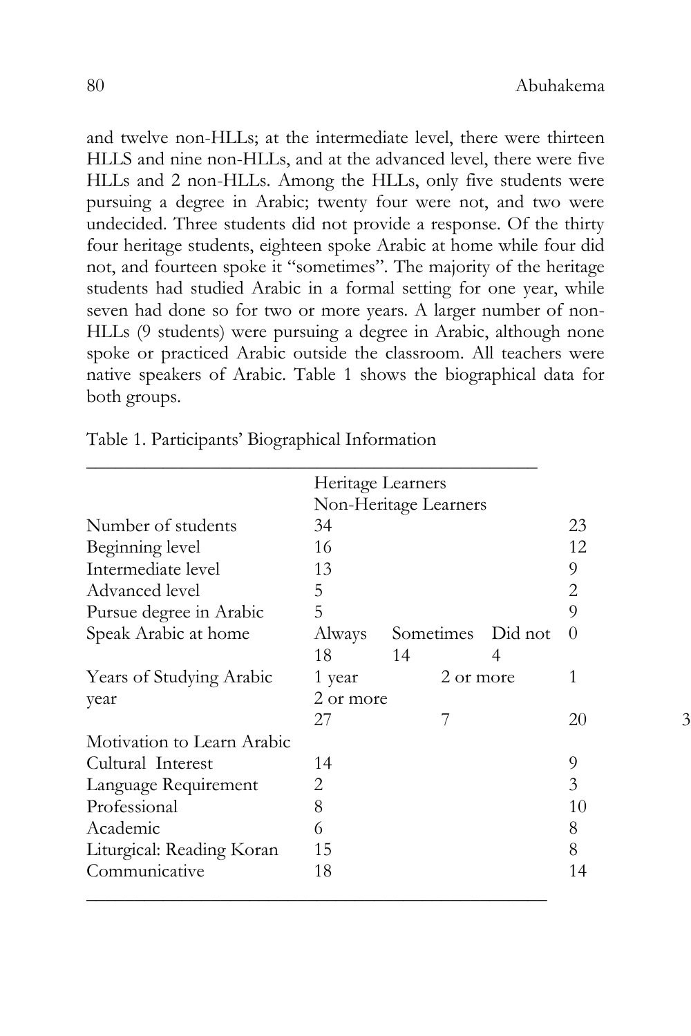and twelve non-HLLs; at the intermediate level, there were thirteen HLLS and nine non-HLLs, and at the advanced level, there were five HLLs and 2 non-HLLs. Among the HLLs, only five students were pursuing a degree in Arabic; twenty four were not, and two were undecided. Three students did not provide a response. Of the thirty four heritage students, eighteen spoke Arabic at home while four did not, and fourteen spoke it "sometimes". The majority of the heritage students had studied Arabic in a formal setting for one year, while seven had done so for two or more years. A larger number of non-HLLs (9 students) were pursuing a degree in Arabic, although none spoke or practiced Arabic outside the classroom. All teachers were native speakers of Arabic. Table 1 shows the biographical data for both groups.

Table 1. Participants' Biographical Information

| | Heritage Learners | Non-Heritage Learners |
|---|---|---|
| Number of students | 34 | 23 |
| Beginning level | 16 | 12 |
| Intermediate level | 13 | 9 |
| Advanced level | 5 | 2 |
| Pursue degree in Arabic | 5 | 9 |
| Speak Arabic at home | Always 18; Sometimes 14; Did not 4 | 0 |
| Years of Studying Arabic | 1 year 27; 2 or more 7 | 1 year 20; 2 or more 3 |
| Motivation to Learn Arabic | | |
| Cultural Interest | 14 | 9 |
| Language Requirement | 2 | 3 |
| Professional | 8 | 10 |
| Academic | 6 | 8 |
| Liturgical: Reading Koran | 15 | 8 |
| Communicative | 18 | 14 |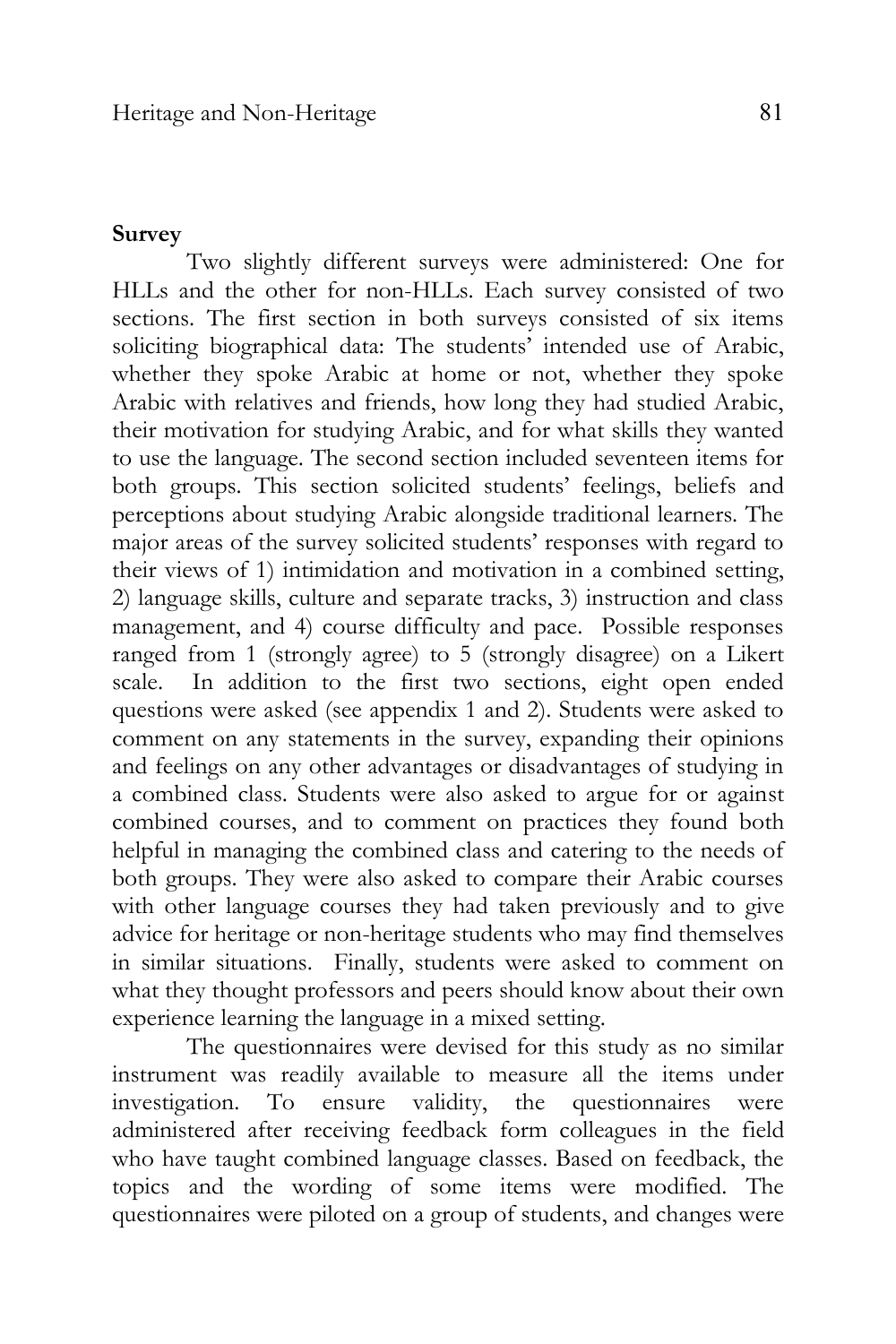**Survey**

Two slightly different surveys were administered: One for HLLs and the other for non-HLLs. Each survey consisted of two sections. The first section in both surveys consisted of six items soliciting biographical data: The students' intended use of Arabic, whether they spoke Arabic at home or not, whether they spoke Arabic with relatives and friends, how long they had studied Arabic, their motivation for studying Arabic, and for what skills they wanted to use the language. The second section included seventeen items for both groups. This section solicited students' feelings, beliefs and perceptions about studying Arabic alongside traditional learners. The major areas of the survey solicited students' responses with regard to their views of 1) intimidation and motivation in a combined setting, 2) language skills, culture and separate tracks, 3) instruction and class management, and 4) course difficulty and pace. Possible responses ranged from 1 (strongly agree) to 5 (strongly disagree) on a Likert scale. In addition to the first two sections, eight open ended questions were asked (see appendix 1 and 2). Students were asked to comment on any statements in the survey, expanding their opinions and feelings on any other advantages or disadvantages of studying in a combined class. Students were also asked to argue for or against combined courses, and to comment on practices they found both helpful in managing the combined class and catering to the needs of both groups. They were also asked to compare their Arabic courses with other language courses they had taken previously and to give advice for heritage or non-heritage students who may find themselves in similar situations. Finally, students were asked to comment on what they thought professors and peers should know about their own experience learning the language in a mixed setting.

The questionnaires were devised for this study as no similar instrument was readily available to measure all the items under investigation. To ensure validity, the questionnaires were administered after receiving feedback form colleagues in the field who have taught combined language classes. Based on feedback, the topics and the wording of some items were modified. The questionnaires were piloted on a group of students, and changes were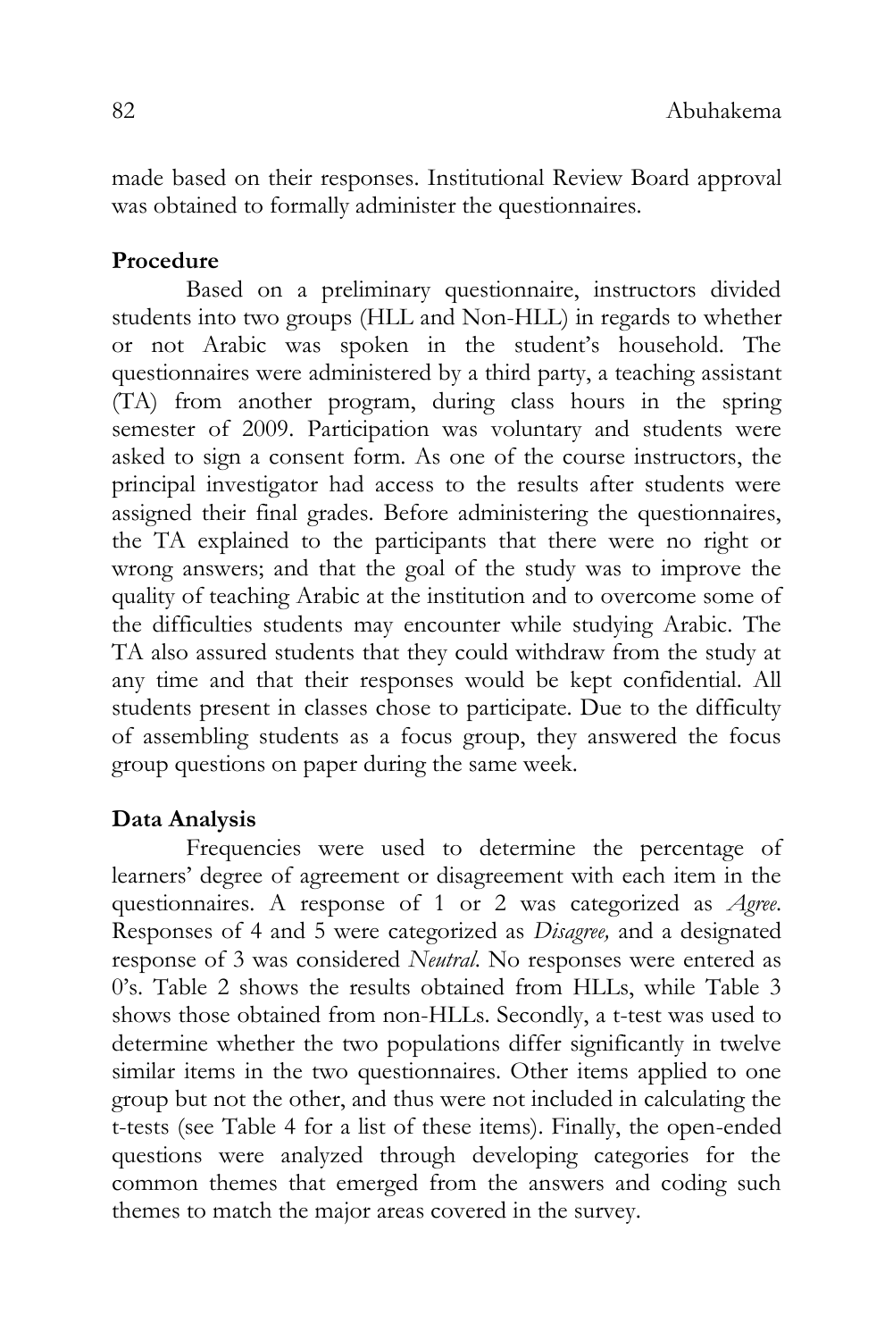made based on their responses. Institutional Review Board approval was obtained to formally administer the questionnaires.

**Procedure**

Based on a preliminary questionnaire, instructors divided students into two groups (HLL and Non-HLL) in regards to whether or not Arabic was spoken in the student's household. The questionnaires were administered by a third party, a teaching assistant (TA) from another program, during class hours in the spring semester of 2009. Participation was voluntary and students were asked to sign a consent form. As one of the course instructors, the principal investigator had access to the results after students were assigned their final grades. Before administering the questionnaires, the TA explained to the participants that there were no right or wrong answers; and that the goal of the study was to improve the quality of teaching Arabic at the institution and to overcome some of the difficulties students may encounter while studying Arabic. The TA also assured students that they could withdraw from the study at any time and that their responses would be kept confidential. All students present in classes chose to participate. Due to the difficulty of assembling students as a focus group, they answered the focus group questions on paper during the same week.

**Data Analysis**

Frequencies were used to determine the percentage of learners' degree of agreement or disagreement with each item in the questionnaires. A response of 1 or 2 was categorized as *Agree*. Responses of 4 and 5 were categorized as *Disagree,* and a designated response of 3 was considered *Neutral*. No responses were entered as 0's. Table 2 shows the results obtained from HLLs, while Table 3 shows those obtained from non-HLLs. Secondly, a t-test was used to determine whether the two populations differ significantly in twelve similar items in the two questionnaires. Other items applied to one group but not the other, and thus were not included in calculating the t-tests (see Table 4 for a list of these items). Finally, the open-ended questions were analyzed through developing categories for the common themes that emerged from the answers and coding such themes to match the major areas covered in the survey.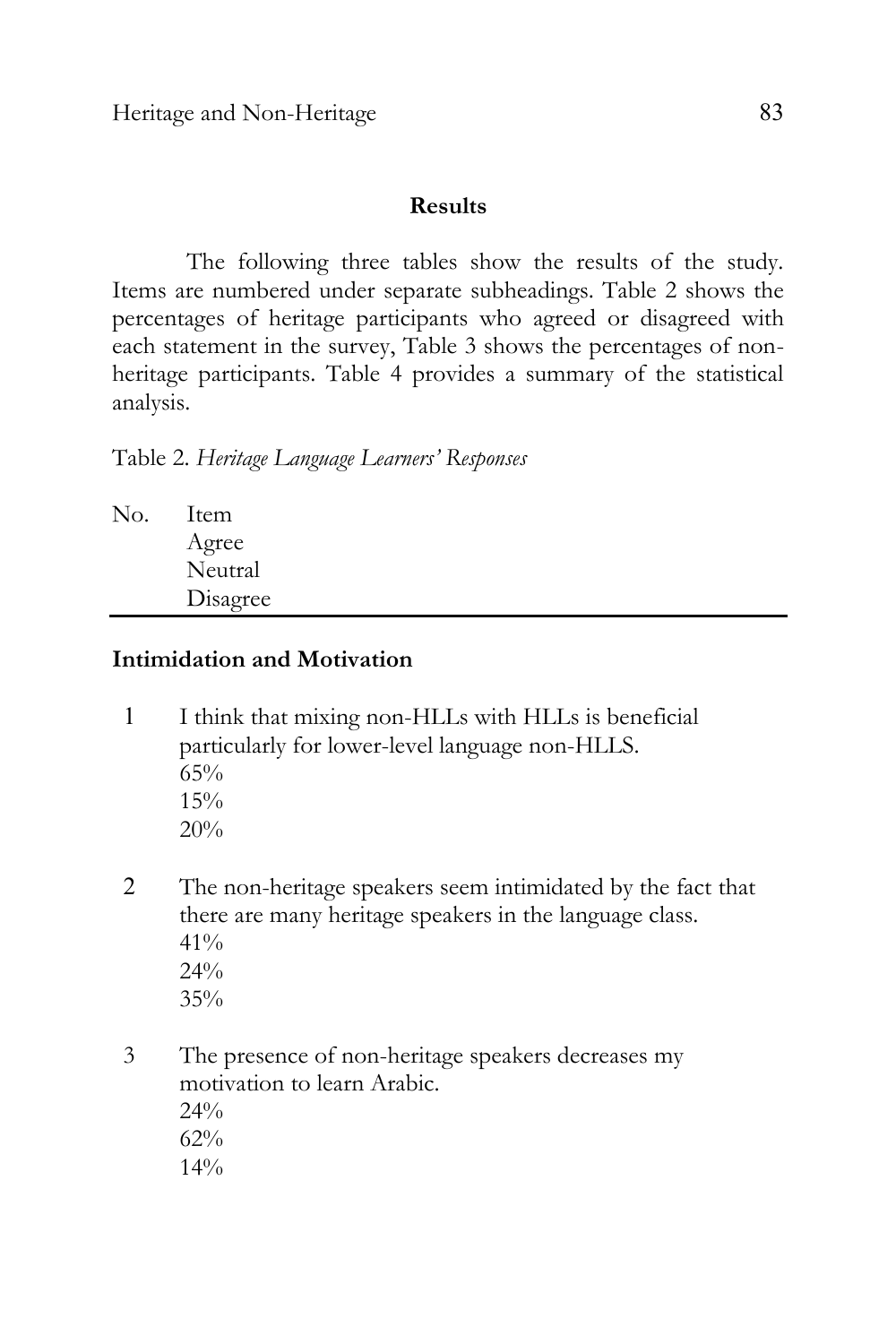## Results

The following three tables show the results of the study. Items are numbered under separate subheadings. Table 2 shows the percentages of heritage participants who agreed or disagreed with each statement in the survey, Table 3 shows the percentages of non-heritage participants. Table 4 provides a summary of the statistical analysis.

Table 2. *Heritage Language Learners' Responses*

| No. | Item | Agree | Neutral | Disagree |
|---|---|---|---|---|
| **Intimidation and Motivation** | | | | |
| 1 | I think that mixing non-HLLs with HLLs is beneficial particularly for lower-level language non-HLLS. | 65% | 15% | 20% |
| 2 | The non-heritage speakers seem intimidated by the fact that there are many heritage speakers in the language class. | 41% | 24% | 35% |
| 3 | The presence of non-heritage speakers decreases my motivation to learn Arabic. | 24% | 62% | 14% |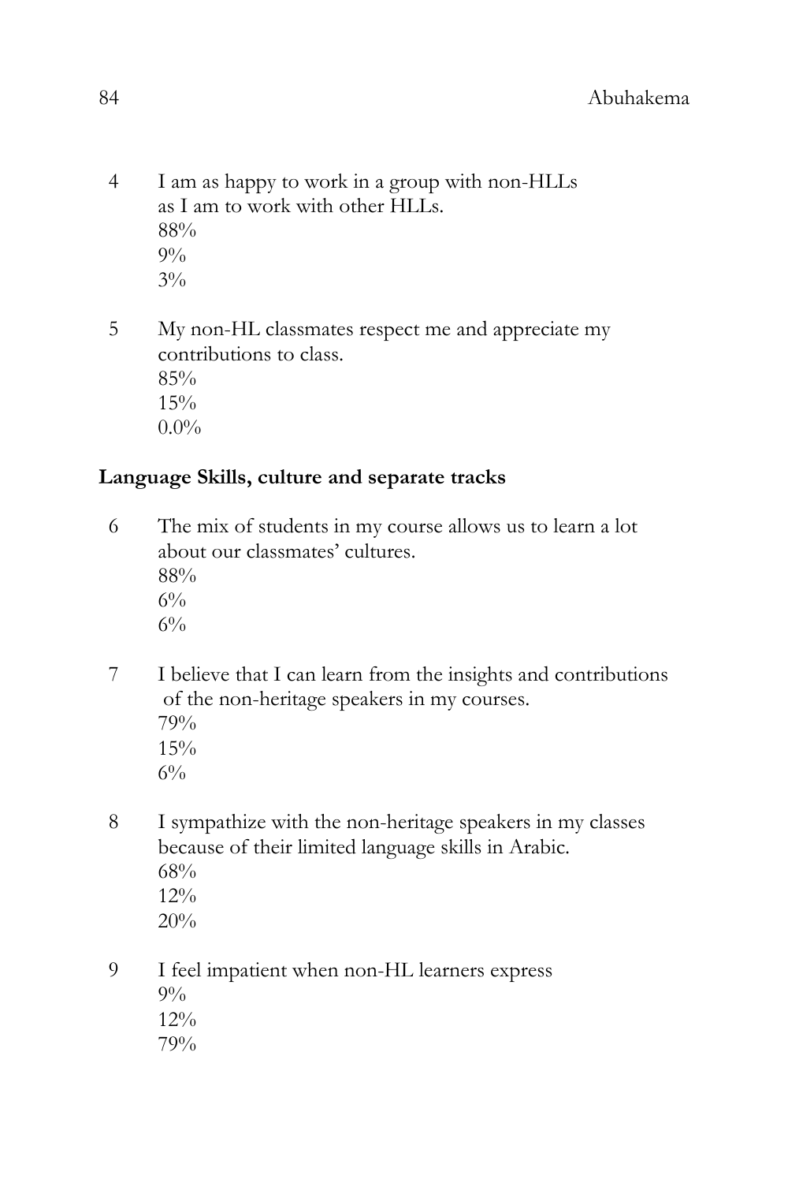4 I am as happy to work in a group with non-HLLs as I am to work with other HLLs.
88%
9%
3%

5 My non-HL classmates respect me and appreciate my contributions to class.
85%
15%
0.0%

**Language Skills, culture and separate tracks**

6 The mix of students in my course allows us to learn a lot about our classmates' cultures.
88%
6%
6%

7 I believe that I can learn from the insights and contributions of the non-heritage speakers in my courses.
79%
15%
6%

8 I sympathize with the non-heritage speakers in my classes because of their limited language skills in Arabic.
68%
12%
20%

9 I feel impatient when non-HL learners express
9%
12%
79%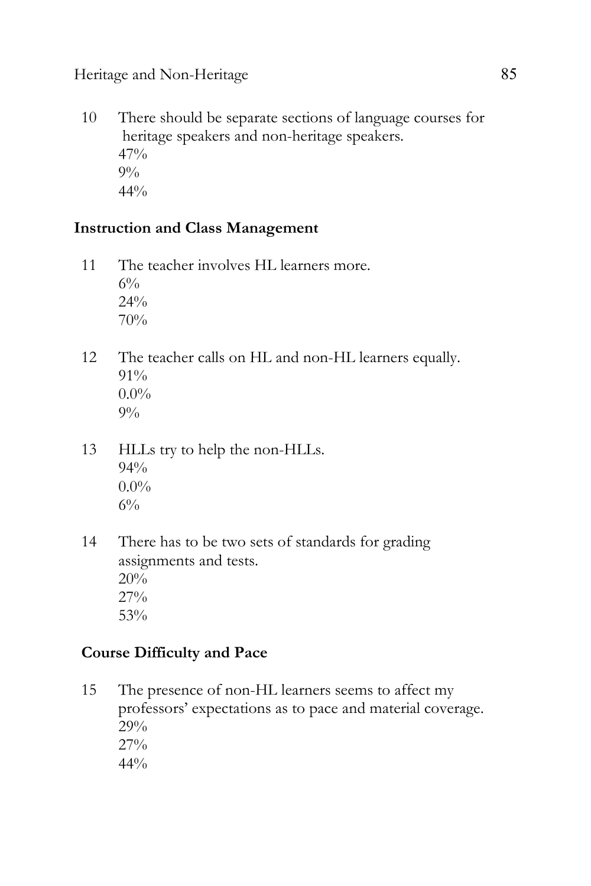10 There should be separate sections of language courses for heritage speakers and non-heritage speakers.
47%
9%
44%

**Instruction and Class Management**

11 The teacher involves HL learners more.
6%
24%
70%

12 The teacher calls on HL and non-HL learners equally.
91%
0.0%
9%

13 HLLs try to help the non-HLLs.
94%
0.0%
6%

14 There has to be two sets of standards for grading assignments and tests.
20%
27%
53%

**Course Difficulty and Pace**

15 The presence of non-HL learners seems to affect my professors' expectations as to pace and material coverage.
29%
27%
44%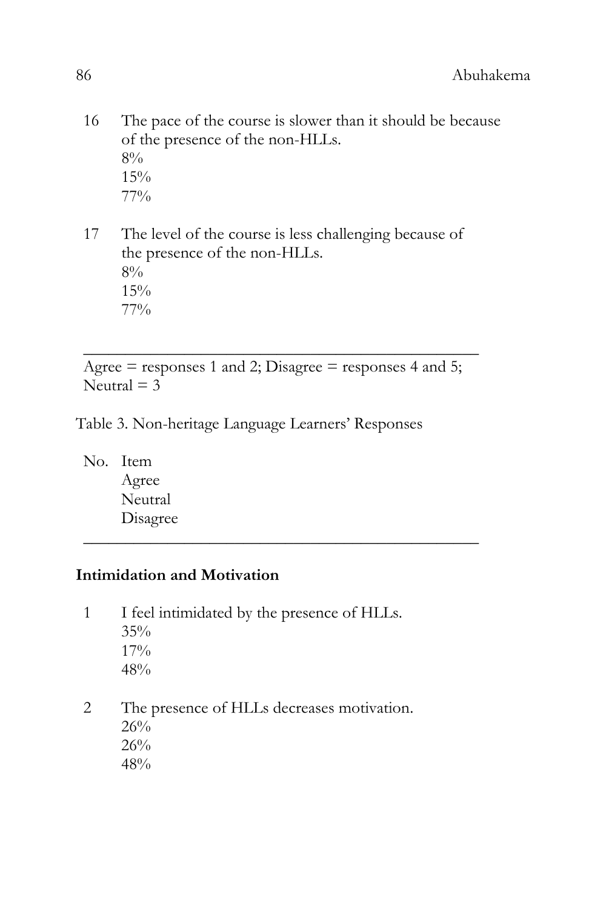| No. | Item | Agree | Neutral | Disagree |
|---|---|---|---|---|
| 16 | The pace of the course is slower than it should be because of the presence of the non-HLLs. | 8% | 15% | 77% |
| 17 | The level of the course is less challenging because of the presence of the non-HLLs. | 8% | 15% | 77% |

Agree = responses 1 and 2; Disagree = responses 4 and 5; Neutral = 3

Table 3. Non-heritage Language Learners' Responses

| No. | Item | Agree | Neutral | Disagree |
|---|---|---|---|---|
| | **Intimidation and Motivation** | | | |
| 1 | I feel intimidated by the presence of HLLs. | 35% | 17% | 48% |
| 2 | The presence of HLLs decreases motivation. | 26% | 26% | 48% |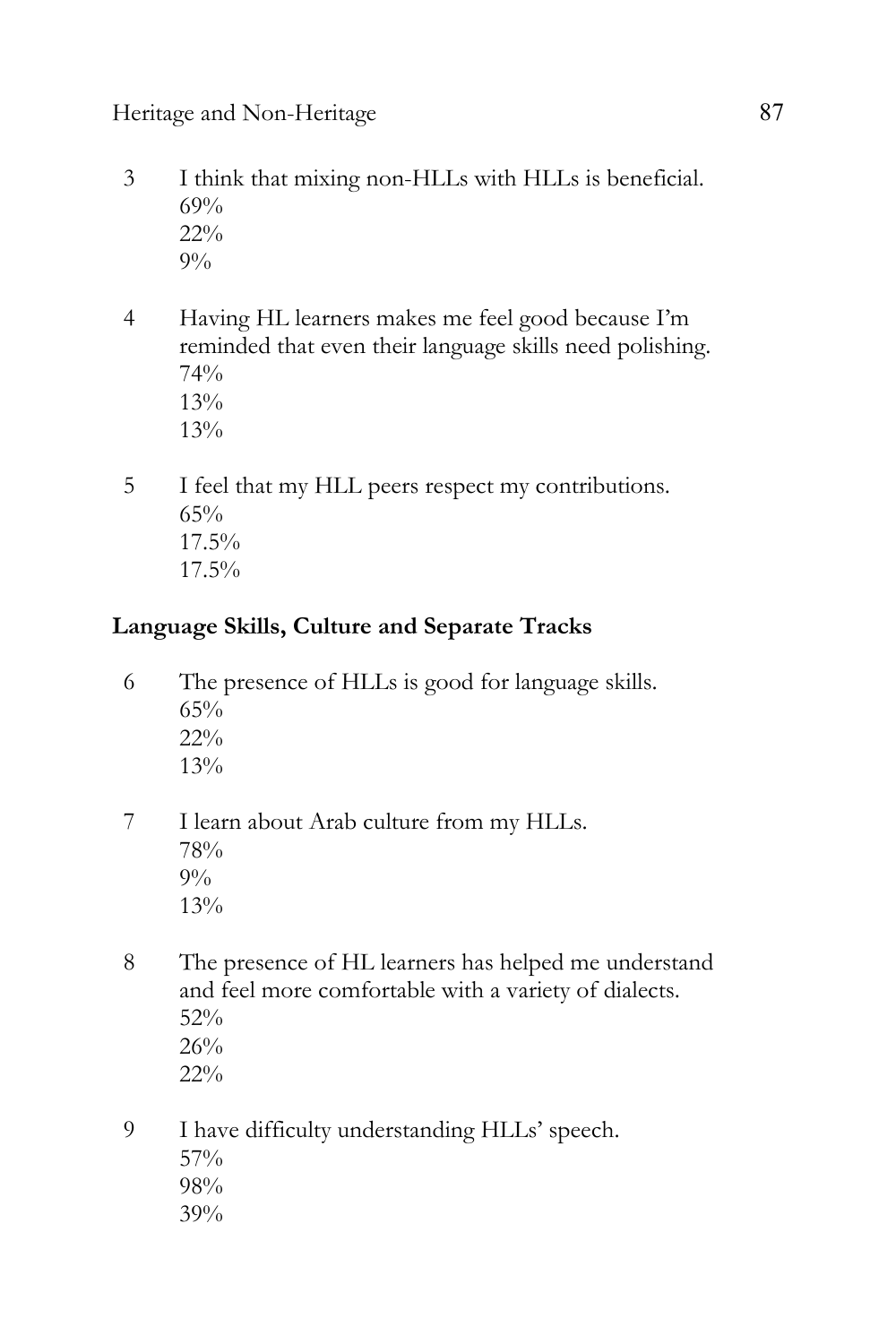3 I think that mixing non-HLLs with HLLs is beneficial.
69%
22%
9%

4 Having HL learners makes me feel good because I'm reminded that even their language skills need polishing.
74%
13%
13%

5 I feel that my HLL peers respect my contributions.
65%
17.5%
17.5%

**Language Skills, Culture and Separate Tracks**

6 The presence of HLLs is good for language skills.
65%
22%
13%

7 I learn about Arab culture from my HLLs.
78%
9%
13%

8 The presence of HL learners has helped me understand and feel more comfortable with a variety of dialects.
52%
26%
22%

9 I have difficulty understanding HLLs' speech.
57%
98%
39%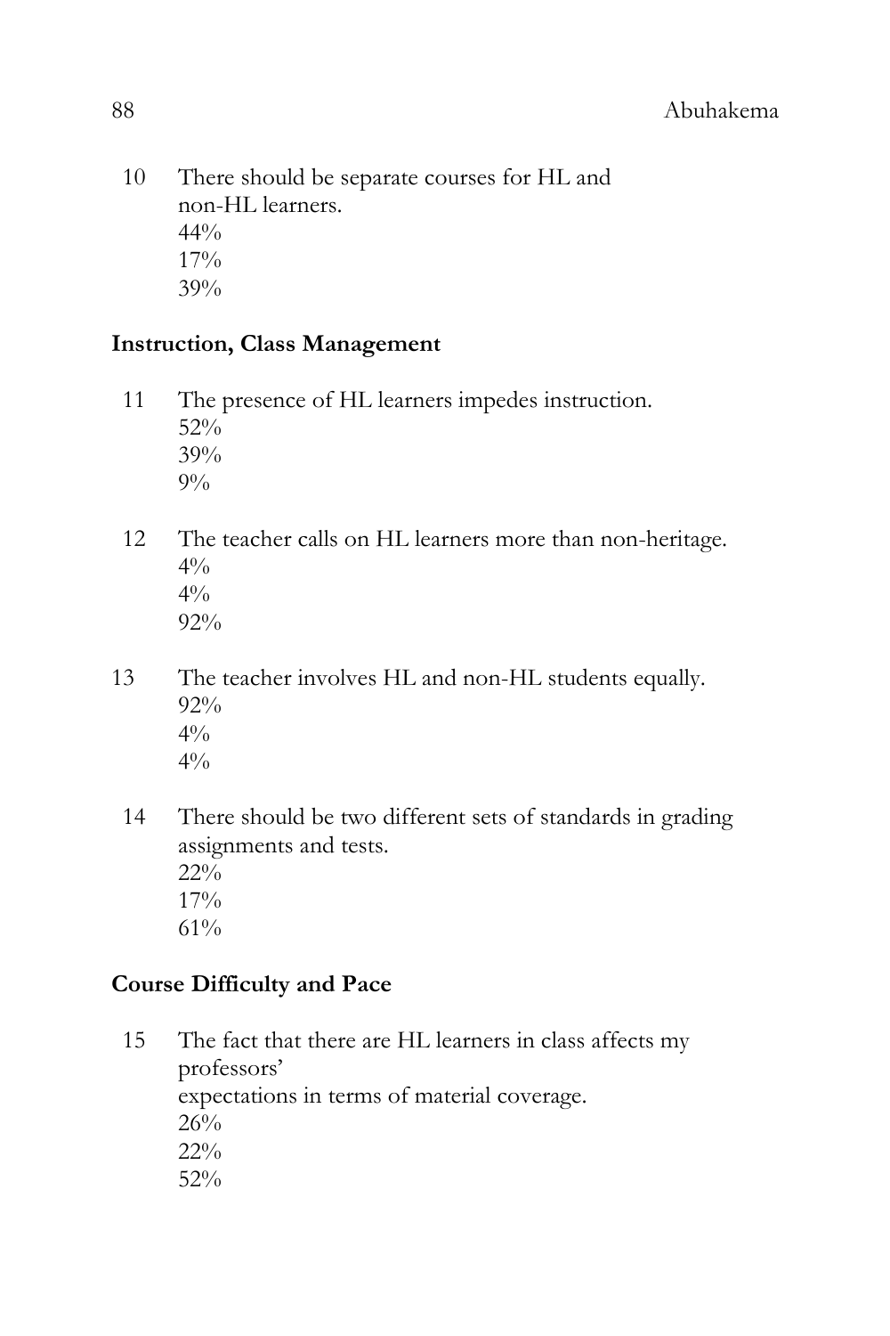10 There should be separate courses for HL and non-HL learners.
44%
17%
39%

**Instruction, Class Management**

11 The presence of HL learners impedes instruction.
52%
39%
9%

12 The teacher calls on HL learners more than non-heritage.
4%
4%
92%

13 The teacher involves HL and non-HL students equally.
92%
4%
4%

14 There should be two different sets of standards in grading assignments and tests.
22%
17%
61%

**Course Difficulty and Pace**

15 The fact that there are HL learners in class affects my professors'
expectations in terms of material coverage.
26%
22%
52%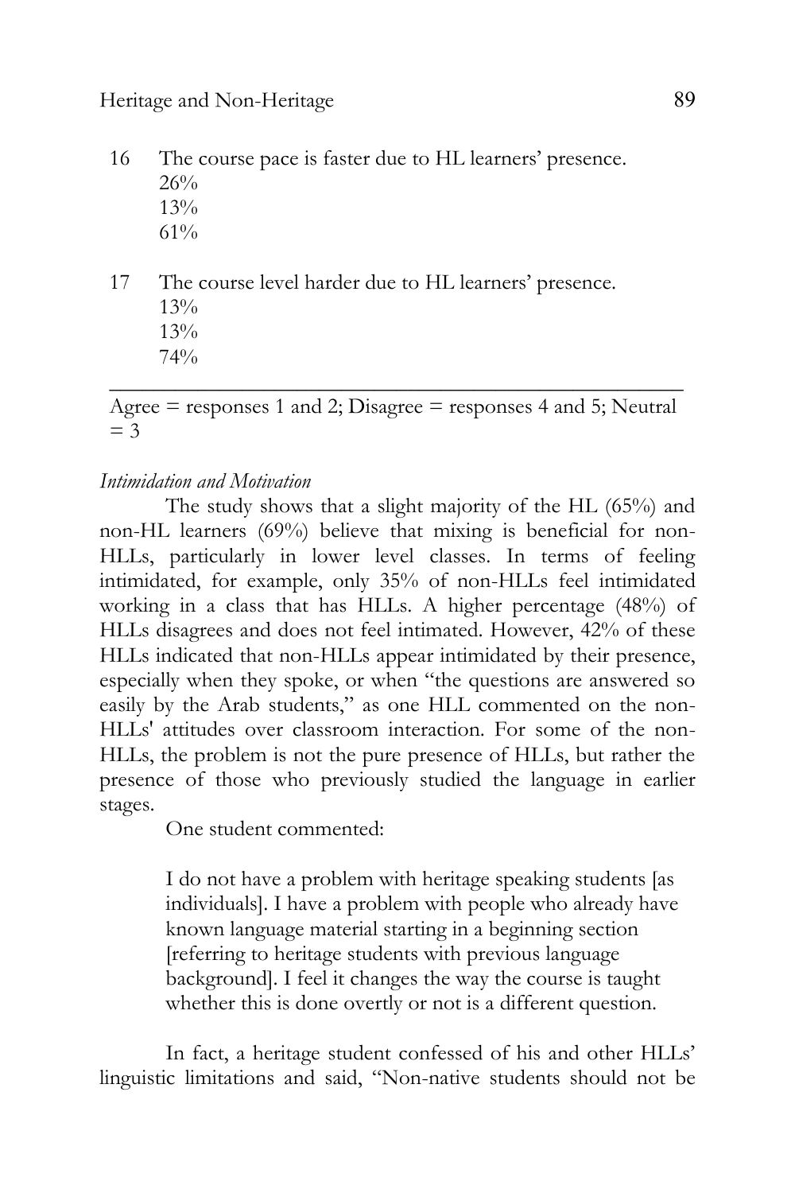16 The course pace is faster due to HL learners' presence.
26%
13%
61%

17 The course level harder due to HL learners' presence.
13%
13%
74%

---

Agree = responses 1 and 2; Disagree = responses 4 and 5; Neutral = 3

*Intimidation and Motivation*

The study shows that a slight majority of the HL (65%) and non-HL learners (69%) believe that mixing is beneficial for non-HLLs, particularly in lower level classes. In terms of feeling intimidated, for example, only 35% of non-HLLs feel intimidated working in a class that has HLLs. A higher percentage (48%) of HLLs disagrees and does not feel intimated. However, 42% of these HLLs indicated that non-HLLs appear intimidated by their presence, especially when they spoke, or when "the questions are answered so easily by the Arab students," as one HLL commented on the non-HLLs' attitudes over classroom interaction. For some of the non-HLLs, the problem is not the pure presence of HLLs, but rather the presence of those who previously studied the language in earlier stages.

One student commented:

> I do not have a problem with heritage speaking students [as individuals]. I have a problem with people who already have known language material starting in a beginning section [referring to heritage students with previous language background]. I feel it changes the way the course is taught whether this is done overtly or not is a different question.

In fact, a heritage student confessed of his and other HLLs' linguistic limitations and said, "Non-native students should not be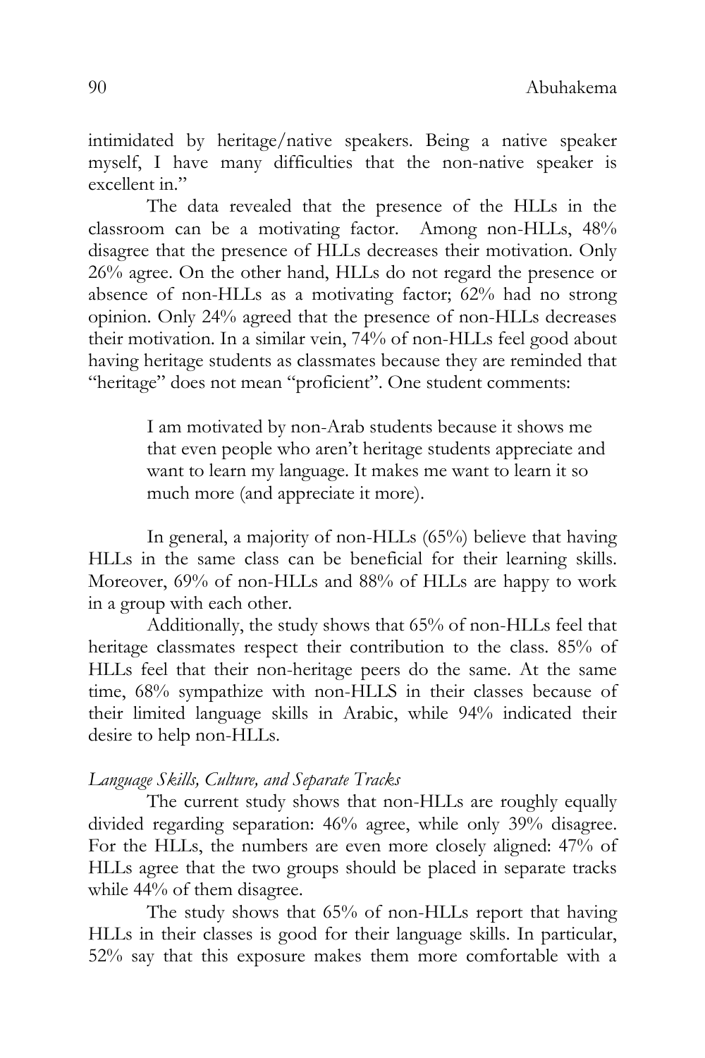intimidated by heritage/native speakers. Being a native speaker myself, I have many difficulties that the non-native speaker is excellent in."

The data revealed that the presence of the HLLs in the classroom can be a motivating factor. Among non-HLLs, 48% disagree that the presence of HLLs decreases their motivation. Only 26% agree. On the other hand, HLLs do not regard the presence or absence of non-HLLs as a motivating factor; 62% had no strong opinion. Only 24% agreed that the presence of non-HLLs decreases their motivation. In a similar vein, 74% of non-HLLs feel good about having heritage students as classmates because they are reminded that "heritage" does not mean "proficient". One student comments:

> I am motivated by non-Arab students because it shows me that even people who aren't heritage students appreciate and want to learn my language. It makes me want to learn it so much more (and appreciate it more).

In general, a majority of non-HLLs (65%) believe that having HLLs in the same class can be beneficial for their learning skills. Moreover, 69% of non-HLLs and 88% of HLLs are happy to work in a group with each other.

Additionally, the study shows that 65% of non-HLLs feel that heritage classmates respect their contribution to the class. 85% of HLLs feel that their non-heritage peers do the same. At the same time, 68% sympathize with non-HLLS in their classes because of their limited language skills in Arabic, while 94% indicated their desire to help non-HLLs.

*Language Skills, Culture, and Separate Tracks*

The current study shows that non-HLLs are roughly equally divided regarding separation: 46% agree, while only 39% disagree. For the HLLs, the numbers are even more closely aligned: 47% of HLLs agree that the two groups should be placed in separate tracks while 44% of them disagree.

The study shows that 65% of non-HLLs report that having HLLs in their classes is good for their language skills. In particular, 52% say that this exposure makes them more comfortable with a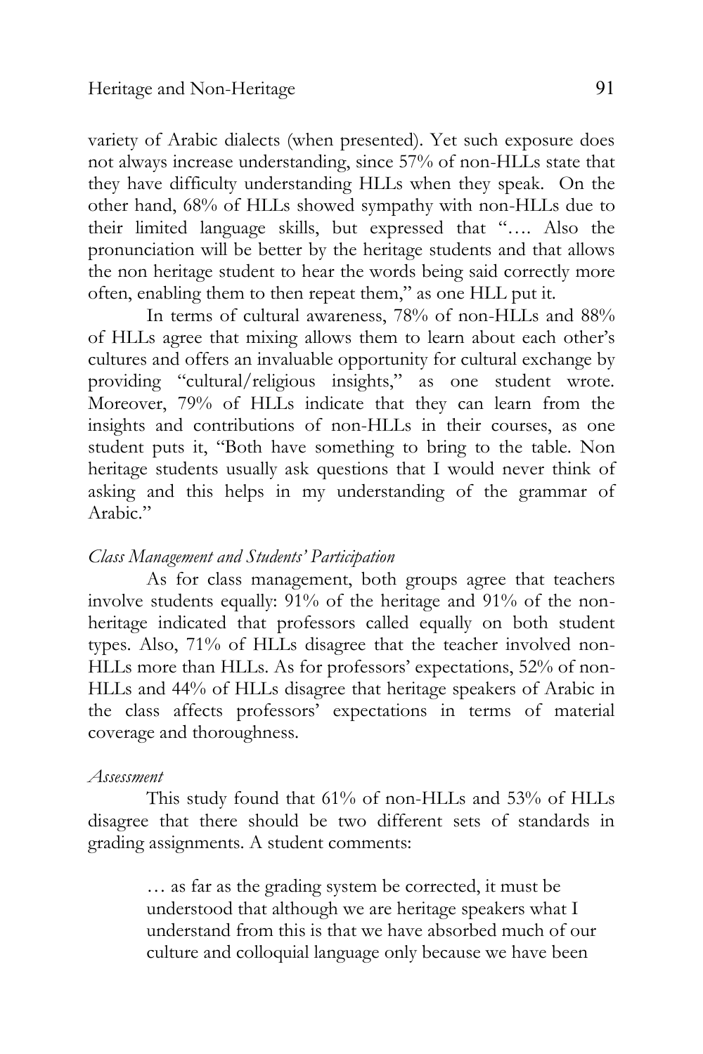variety of Arabic dialects (when presented). Yet such exposure does not always increase understanding, since 57% of non-HLLs state that they have difficulty understanding HLLs when they speak. On the other hand, 68% of HLLs showed sympathy with non-HLLs due to their limited language skills, but expressed that "…. Also the pronunciation will be better by the heritage students and that allows the non heritage student to hear the words being said correctly more often, enabling them to then repeat them," as one HLL put it.

In terms of cultural awareness, 78% of non-HLLs and 88% of HLLs agree that mixing allows them to learn about each other's cultures and offers an invaluable opportunity for cultural exchange by providing "cultural/religious insights," as one student wrote. Moreover, 79% of HLLs indicate that they can learn from the insights and contributions of non-HLLs in their courses, as one student puts it, "Both have something to bring to the table. Non heritage students usually ask questions that I would never think of asking and this helps in my understanding of the grammar of Arabic."

*Class Management and Students' Participation*

As for class management, both groups agree that teachers involve students equally: 91% of the heritage and 91% of the non-heritage indicated that professors called equally on both student types. Also, 71% of HLLs disagree that the teacher involved non-HLLs more than HLLs. As for professors' expectations, 52% of non-HLLs and 44% of HLLs disagree that heritage speakers of Arabic in the class affects professors' expectations in terms of material coverage and thoroughness.

*Assessment*

This study found that 61% of non-HLLs and 53% of HLLs disagree that there should be two different sets of standards in grading assignments. A student comments:

> … as far as the grading system be corrected, it must be understood that although we are heritage speakers what I understand from this is that we have absorbed much of our culture and colloquial language only because we have been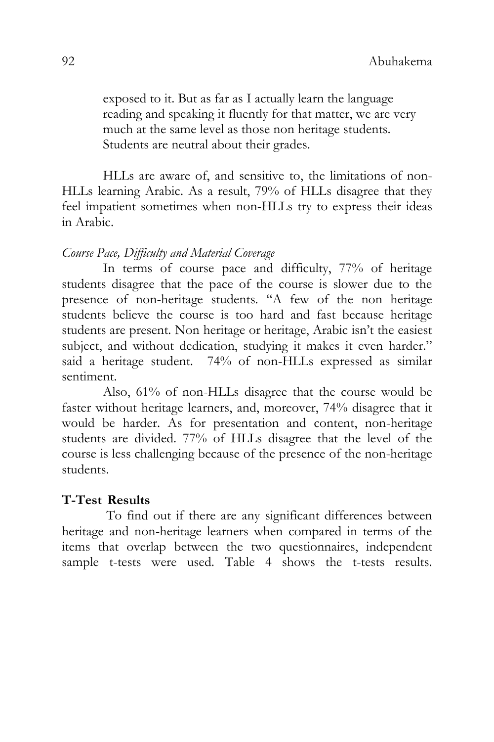> exposed to it. But as far as I actually learn the language reading and speaking it fluently for that matter, we are very much at the same level as those non heritage students. Students are neutral about their grades.

HLLs are aware of, and sensitive to, the limitations of non-HLLs learning Arabic. As a result, 79% of HLLs disagree that they feel impatient sometimes when non-HLLs try to express their ideas in Arabic.

*Course Pace, Difficulty and Material Coverage*

In terms of course pace and difficulty, 77% of heritage students disagree that the pace of the course is slower due to the presence of non-heritage students. "A few of the non heritage students believe the course is too hard and fast because heritage students are present. Non heritage or heritage, Arabic isn't the easiest subject, and without dedication, studying it makes it even harder." said a heritage student. 74% of non-HLLs expressed as similar sentiment.

Also, 61% of non-HLLs disagree that the course would be faster without heritage learners, and, moreover, 74% disagree that it would be harder. As for presentation and content, non-heritage students are divided. 77% of HLLs disagree that the level of the course is less challenging because of the presence of the non-heritage students.

## T-Test Results

To find out if there are any significant differences between heritage and non-heritage learners when compared in terms of the items that overlap between the two questionnaires, independent sample t-tests were used. Table 4 shows the t-tests results.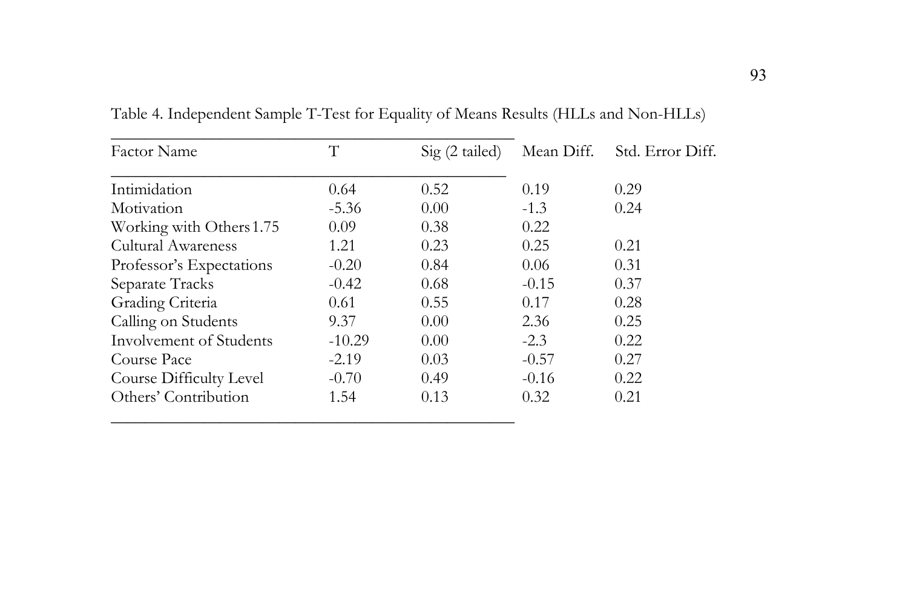Table 4. Independent Sample T-Test for Equality of Means Results (HLLs and Non-HLLs)

| Factor Name | T | Sig (2 tailed) | Mean Diff. | Std. Error Diff. |
|---|---|---|---|---|
| Intimidation | 0.64 | 0.52 | 0.19 | 0.29 |
| Motivation | -5.36 | 0.00 | -1.3 | 0.24 |
| Working with Others 1.75 | 0.09 | 0.38 | 0.22 | |
| Cultural Awareness | 1.21 | 0.23 | 0.25 | 0.21 |
| Professor's Expectations | -0.20 | 0.84 | 0.06 | 0.31 |
| Separate Tracks | -0.42 | 0.68 | -0.15 | 0.37 |
| Grading Criteria | 0.61 | 0.55 | 0.17 | 0.28 |
| Calling on Students | 9.37 | 0.00 | 2.36 | 0.25 |
| Involvement of Students | -10.29 | 0.00 | -2.3 | 0.22 |
| Course Pace | -2.19 | 0.03 | -0.57 | 0.27 |
| Course Difficulty Level | -0.70 | 0.49 | -0.16 | 0.22 |
| Others' Contribution | 1.54 | 0.13 | 0.32 | 0.21 |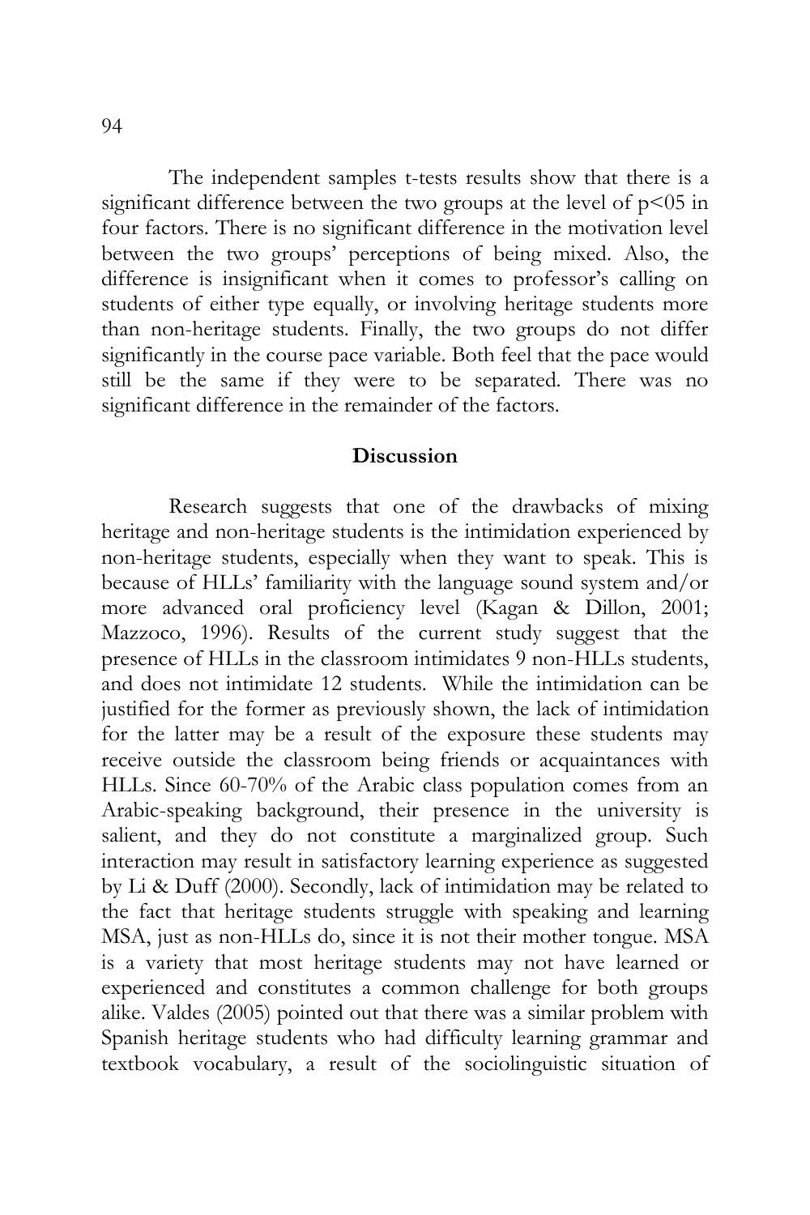The independent samples t-tests results show that there is a significant difference between the two groups at the level of $p<05$ in four factors. There is no significant difference in the motivation level between the two groups' perceptions of being mixed. Also, the difference is insignificant when it comes to professor's calling on students of either type equally, or involving heritage students more than non-heritage students. Finally, the two groups do not differ significantly in the course pace variable. Both feel that the pace would still be the same if they were to be separated. There was no significant difference in the remainder of the factors.

## Discussion

Research suggests that one of the drawbacks of mixing heritage and non-heritage students is the intimidation experienced by non-heritage students, especially when they want to speak. This is because of HLLs' familiarity with the language sound system and/or more advanced oral proficiency level (Kagan & Dillon, 2001; Mazzoco, 1996). Results of the current study suggest that the presence of HLLs in the classroom intimidates 9 non-HLLs students, and does not intimidate 12 students. While the intimidation can be justified for the former as previously shown, the lack of intimidation for the latter may be a result of the exposure these students may receive outside the classroom being friends or acquaintances with HLLs. Since 60-70% of the Arabic class population comes from an Arabic-speaking background, their presence in the university is salient, and they do not constitute a marginalized group. Such interaction may result in satisfactory learning experience as suggested by Li & Duff (2000). Secondly, lack of intimidation may be related to the fact that heritage students struggle with speaking and learning MSA, just as non-HLLs do, since it is not their mother tongue. MSA is a variety that most heritage students may not have learned or experienced and constitutes a common challenge for both groups alike. Valdes (2005) pointed out that there was a similar problem with Spanish heritage students who had difficulty learning grammar and textbook vocabulary, a result of the sociolinguistic situation of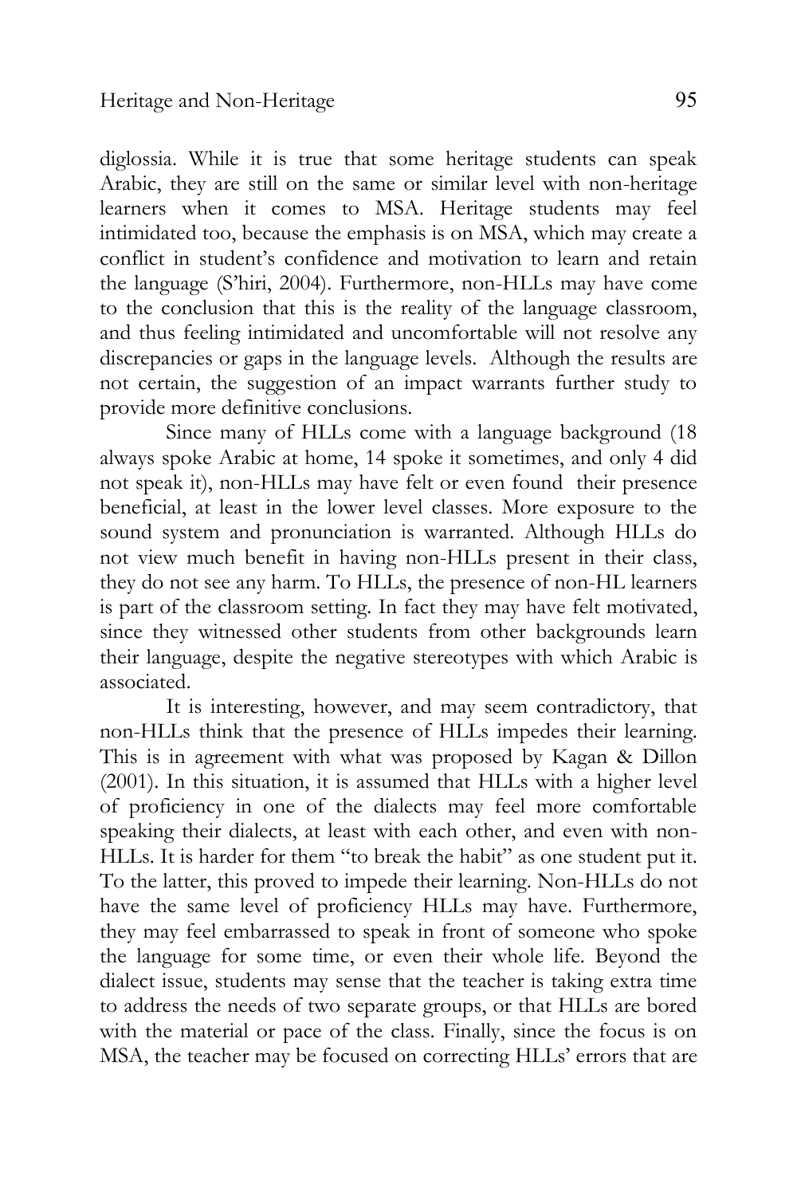diglossia. While it is true that some heritage students can speak Arabic, they are still on the same or similar level with non-heritage learners when it comes to MSA. Heritage students may feel intimidated too, because the emphasis is on MSA, which may create a conflict in student's confidence and motivation to learn and retain the language (S'hiri, 2004). Furthermore, non-HLLs may have come to the conclusion that this is the reality of the language classroom, and thus feeling intimidated and uncomfortable will not resolve any discrepancies or gaps in the language levels. Although the results are not certain, the suggestion of an impact warrants further study to provide more definitive conclusions.

Since many of HLLs come with a language background (18 always spoke Arabic at home, 14 spoke it sometimes, and only 4 did not speak it), non-HLLs may have felt or even found their presence beneficial, at least in the lower level classes. More exposure to the sound system and pronunciation is warranted. Although HLLs do not view much benefit in having non-HLLs present in their class, they do not see any harm. To HLLs, the presence of non-HL learners is part of the classroom setting. In fact they may have felt motivated, since they witnessed other students from other backgrounds learn their language, despite the negative stereotypes with which Arabic is associated.

It is interesting, however, and may seem contradictory, that non-HLLs think that the presence of HLLs impedes their learning. This is in agreement with what was proposed by Kagan & Dillon (2001). In this situation, it is assumed that HLLs with a higher level of proficiency in one of the dialects may feel more comfortable speaking their dialects, at least with each other, and even with non-HLLs. It is harder for them "to break the habit" as one student put it. To the latter, this proved to impede their learning. Non-HLLs do not have the same level of proficiency HLLs may have. Furthermore, they may feel embarrassed to speak in front of someone who spoke the language for some time, or even their whole life. Beyond the dialect issue, students may sense that the teacher is taking extra time to address the needs of two separate groups, or that HLLs are bored with the material or pace of the class. Finally, since the focus is on MSA, the teacher may be focused on correcting HLLs' errors that are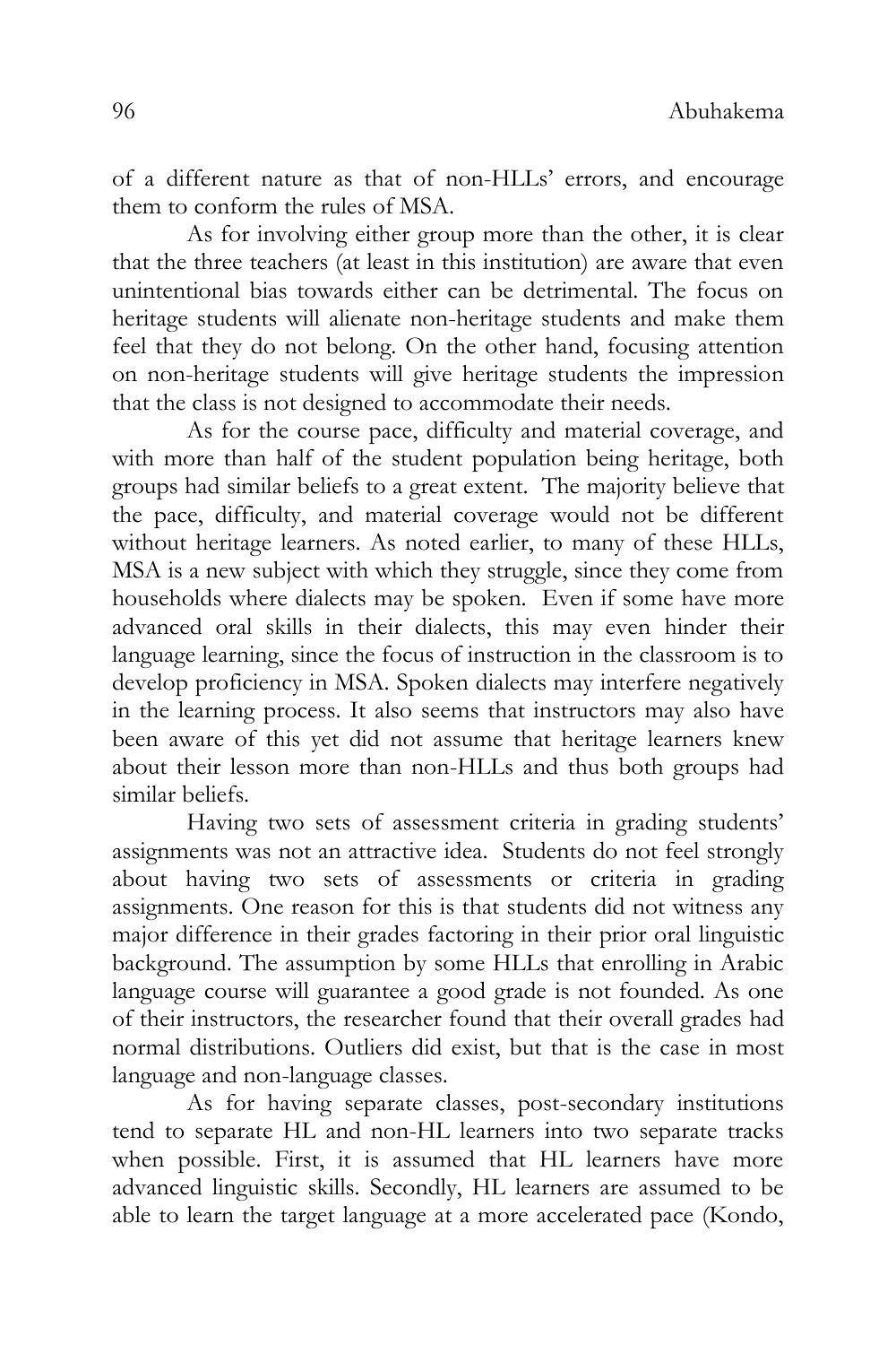of a different nature as that of non-HLLs' errors, and encourage them to conform the rules of MSA.

As for involving either group more than the other, it is clear that the three teachers (at least in this institution) are aware that even unintentional bias towards either can be detrimental. The focus on heritage students will alienate non-heritage students and make them feel that they do not belong. On the other hand, focusing attention on non-heritage students will give heritage students the impression that the class is not designed to accommodate their needs.

As for the course pace, difficulty and material coverage, and with more than half of the student population being heritage, both groups had similar beliefs to a great extent. The majority believe that the pace, difficulty, and material coverage would not be different without heritage learners. As noted earlier, to many of these HLLs, MSA is a new subject with which they struggle, since they come from households where dialects may be spoken. Even if some have more advanced oral skills in their dialects, this may even hinder their language learning, since the focus of instruction in the classroom is to develop proficiency in MSA. Spoken dialects may interfere negatively in the learning process. It also seems that instructors may also have been aware of this yet did not assume that heritage learners knew about their lesson more than non-HLLs and thus both groups had similar beliefs.

Having two sets of assessment criteria in grading students' assignments was not an attractive idea. Students do not feel strongly about having two sets of assessments or criteria in grading assignments. One reason for this is that students did not witness any major difference in their grades factoring in their prior oral linguistic background. The assumption by some HLLs that enrolling in Arabic language course will guarantee a good grade is not founded. As one of their instructors, the researcher found that their overall grades had normal distributions. Outliers did exist, but that is the case in most language and non-language classes.

As for having separate classes, post-secondary institutions tend to separate HL and non-HL learners into two separate tracks when possible. First, it is assumed that HL learners have more advanced linguistic skills. Secondly, HL learners are assumed to be able to learn the target language at a more accelerated pace (Kondo,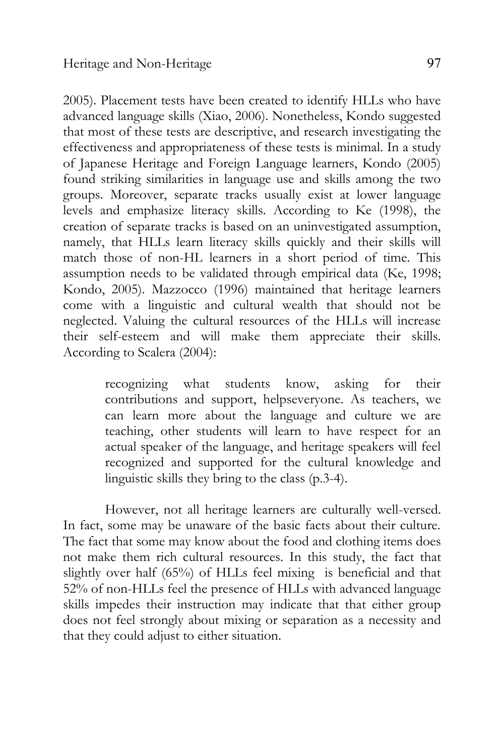2005). Placement tests have been created to identify HLLs who have advanced language skills (Xiao, 2006). Nonetheless, Kondo suggested that most of these tests are descriptive, and research investigating the effectiveness and appropriateness of these tests is minimal. In a study of Japanese Heritage and Foreign Language learners, Kondo (2005) found striking similarities in language use and skills among the two groups. Moreover, separate tracks usually exist at lower language levels and emphasize literacy skills. According to Ke (1998), the creation of separate tracks is based on an uninvestigated assumption, namely, that HLLs learn literacy skills quickly and their skills will match those of non-HL learners in a short period of time. This assumption needs to be validated through empirical data (Ke, 1998; Kondo, 2005). Mazzocco (1996) maintained that heritage learners come with a linguistic and cultural wealth that should not be neglected. Valuing the cultural resources of the HLLs will increase their self-esteem and will make them appreciate their skills. According to Scalera (2004):

> recognizing what students know, asking for their contributions and support, helpseveryone. As teachers, we can learn more about the language and culture we are teaching, other students will learn to have respect for an actual speaker of the language, and heritage speakers will feel recognized and supported for the cultural knowledge and linguistic skills they bring to the class (p.3-4).

However, not all heritage learners are culturally well-versed. In fact, some may be unaware of the basic facts about their culture. The fact that some may know about the food and clothing items does not make them rich cultural resources. In this study, the fact that slightly over half (65%) of HLLs feel mixing is beneficial and that 52% of non-HLLs feel the presence of HLLs with advanced language skills impedes their instruction may indicate that that either group does not feel strongly about mixing or separation as a necessity and that they could adjust to either situation.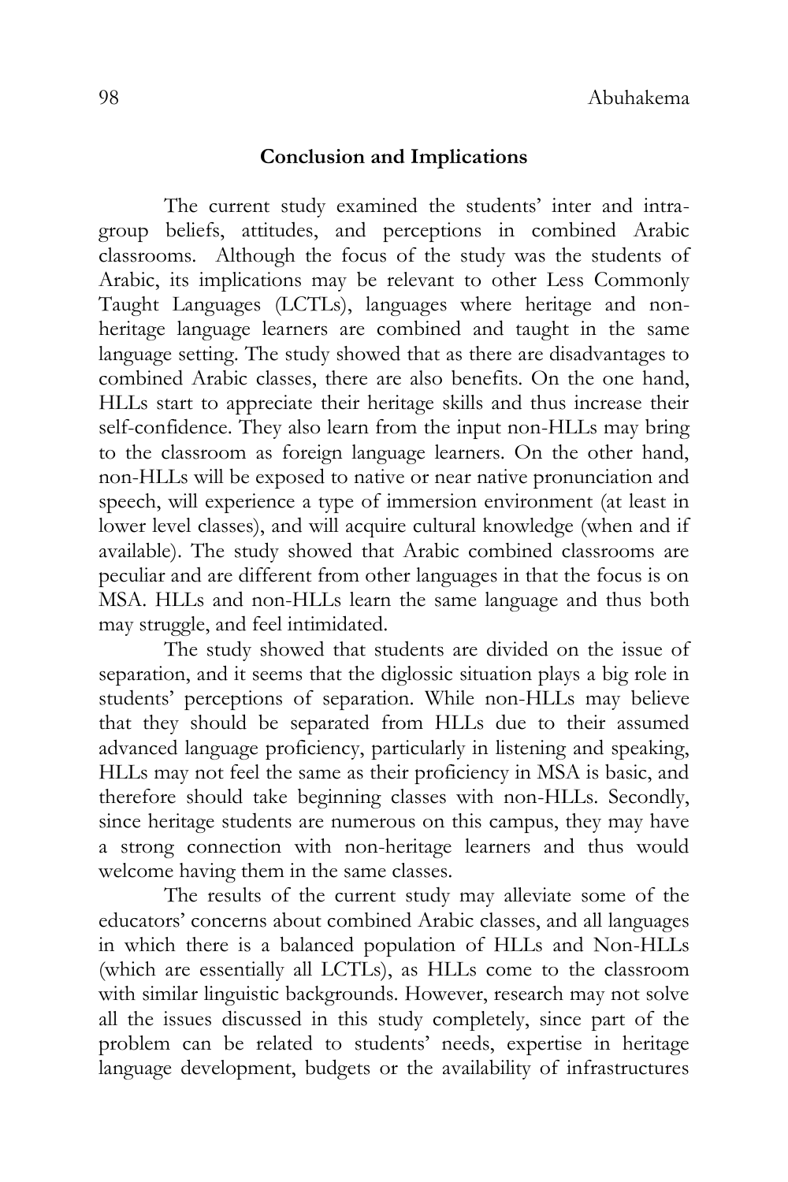## Conclusion and Implications

The current study examined the students' inter and intra-group beliefs, attitudes, and perceptions in combined Arabic classrooms. Although the focus of the study was the students of Arabic, its implications may be relevant to other Less Commonly Taught Languages (LCTLs), languages where heritage and non-heritage language learners are combined and taught in the same language setting. The study showed that as there are disadvantages to combined Arabic classes, there are also benefits. On the one hand, HLLs start to appreciate their heritage skills and thus increase their self-confidence. They also learn from the input non-HLLs may bring to the classroom as foreign language learners. On the other hand, non-HLLs will be exposed to native or near native pronunciation and speech, will experience a type of immersion environment (at least in lower level classes), and will acquire cultural knowledge (when and if available). The study showed that Arabic combined classrooms are peculiar and are different from other languages in that the focus is on MSA. HLLs and non-HLLs learn the same language and thus both may struggle, and feel intimidated.

The study showed that students are divided on the issue of separation, and it seems that the diglossic situation plays a big role in students' perceptions of separation. While non-HLLs may believe that they should be separated from HLLs due to their assumed advanced language proficiency, particularly in listening and speaking, HLLs may not feel the same as their proficiency in MSA is basic, and therefore should take beginning classes with non-HLLs. Secondly, since heritage students are numerous on this campus, they may have a strong connection with non-heritage learners and thus would welcome having them in the same classes.

The results of the current study may alleviate some of the educators' concerns about combined Arabic classes, and all languages in which there is a balanced population of HLLs and Non-HLLs (which are essentially all LCTLs), as HLLs come to the classroom with similar linguistic backgrounds. However, research may not solve all the issues discussed in this study completely, since part of the problem can be related to students' needs, expertise in heritage language development, budgets or the availability of infrastructures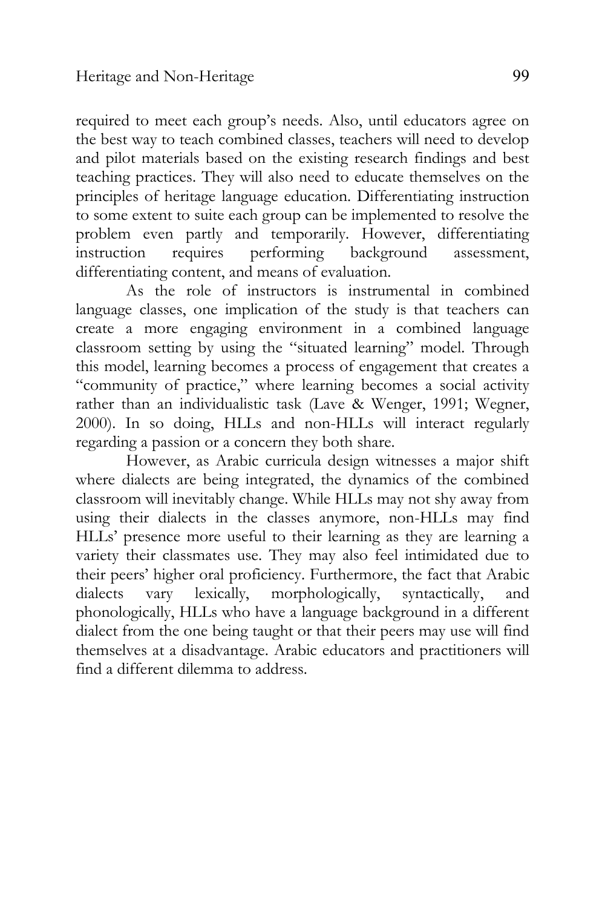required to meet each group's needs. Also, until educators agree on the best way to teach combined classes, teachers will need to develop and pilot materials based on the existing research findings and best teaching practices. They will also need to educate themselves on the principles of heritage language education. Differentiating instruction to some extent to suite each group can be implemented to resolve the problem even partly and temporarily. However, differentiating instruction requires performing background assessment, differentiating content, and means of evaluation.

As the role of instructors is instrumental in combined language classes, one implication of the study is that teachers can create a more engaging environment in a combined language classroom setting by using the "situated learning" model. Through this model, learning becomes a process of engagement that creates a "community of practice," where learning becomes a social activity rather than an individualistic task (Lave & Wenger, 1991; Wegner, 2000). In so doing, HLLs and non-HLLs will interact regularly regarding a passion or a concern they both share.

However, as Arabic curricula design witnesses a major shift where dialects are being integrated, the dynamics of the combined classroom will inevitably change. While HLLs may not shy away from using their dialects in the classes anymore, non-HLLs may find HLLs' presence more useful to their learning as they are learning a variety their classmates use. They may also feel intimidated due to their peers' higher oral proficiency. Furthermore, the fact that Arabic dialects vary lexically, morphologically, syntactically, and phonologically, HLLs who have a language background in a different dialect from the one being taught or that their peers may use will find themselves at a disadvantage. Arabic educators and practitioners will find a different dilemma to address.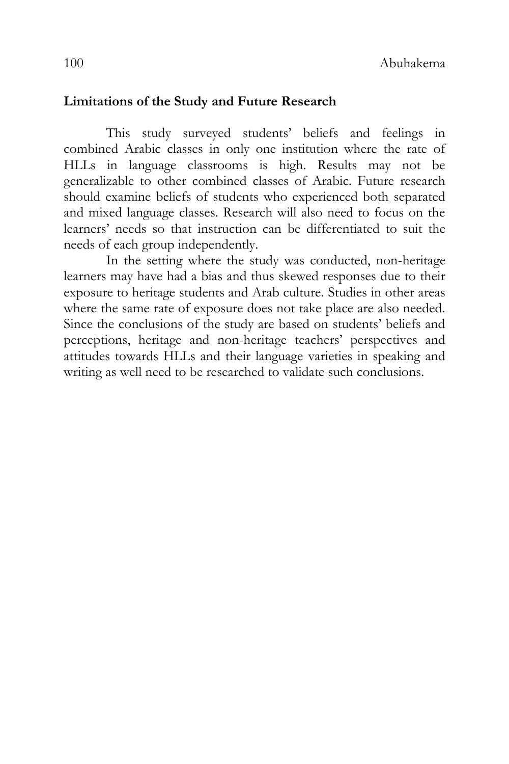## Limitations of the Study and Future Research

This study surveyed students' beliefs and feelings in combined Arabic classes in only one institution where the rate of HLLs in language classrooms is high. Results may not be generalizable to other combined classes of Arabic. Future research should examine beliefs of students who experienced both separated and mixed language classes. Research will also need to focus on the learners' needs so that instruction can be differentiated to suit the needs of each group independently.

In the setting where the study was conducted, non-heritage learners may have had a bias and thus skewed responses due to their exposure to heritage students and Arab culture. Studies in other areas where the same rate of exposure does not take place are also needed. Since the conclusions of the study are based on students' beliefs and perceptions, heritage and non-heritage teachers' perspectives and attitudes towards HLLs and their language varieties in speaking and writing as well need to be researched to validate such conclusions.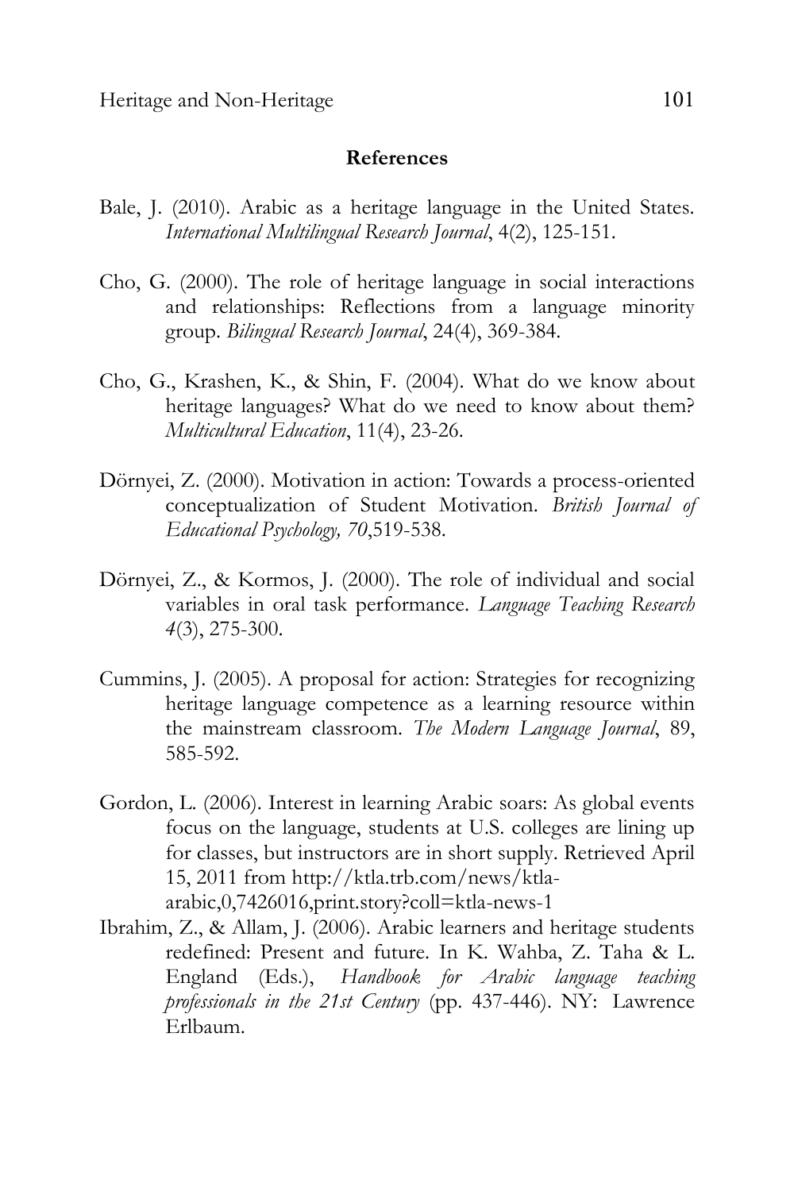## References

Bale, J. (2010). Arabic as a heritage language in the United States. *International Multilingual Research Journal*, 4(2), 125-151.

Cho, G. (2000). The role of heritage language in social interactions and relationships: Reflections from a language minority group. *Bilingual Research Journal*, 24(4), 369-384.

Cho, G., Krashen, K., & Shin, F. (2004). What do we know about heritage languages? What do we need to know about them? *Multicultural Education*, 11(4), 23-26.

Dörnyei, Z. (2000). Motivation in action: Towards a process-oriented conceptualization of Student Motivation. *British Journal of Educational Psychology, 70*,519-538.

Dörnyei, Z., & Kormos, J. (2000). The role of individual and social variables in oral task performance. *Language Teaching Research 4*(3), 275-300.

Cummins, J. (2005). A proposal for action: Strategies for recognizing heritage language competence as a learning resource within the mainstream classroom. *The Modern Language Journal*, 89, 585-592.

Gordon, L. (2006). Interest in learning Arabic soars: As global events focus on the language, students at U.S. colleges are lining up for classes, but instructors are in short supply. Retrieved April 15, 2011 from http://ktla.trb.com/news/ktla-arabic,0,7426016,print.story?coll=ktla-news-1

Ibrahim, Z., & Allam, J. (2006). Arabic learners and heritage students redefined: Present and future. In K. Wahba, Z. Taha & L. England (Eds.), *Handbook for Arabic language teaching professionals in the 21st Century* (pp. 437-446). NY: Lawrence Erlbaum.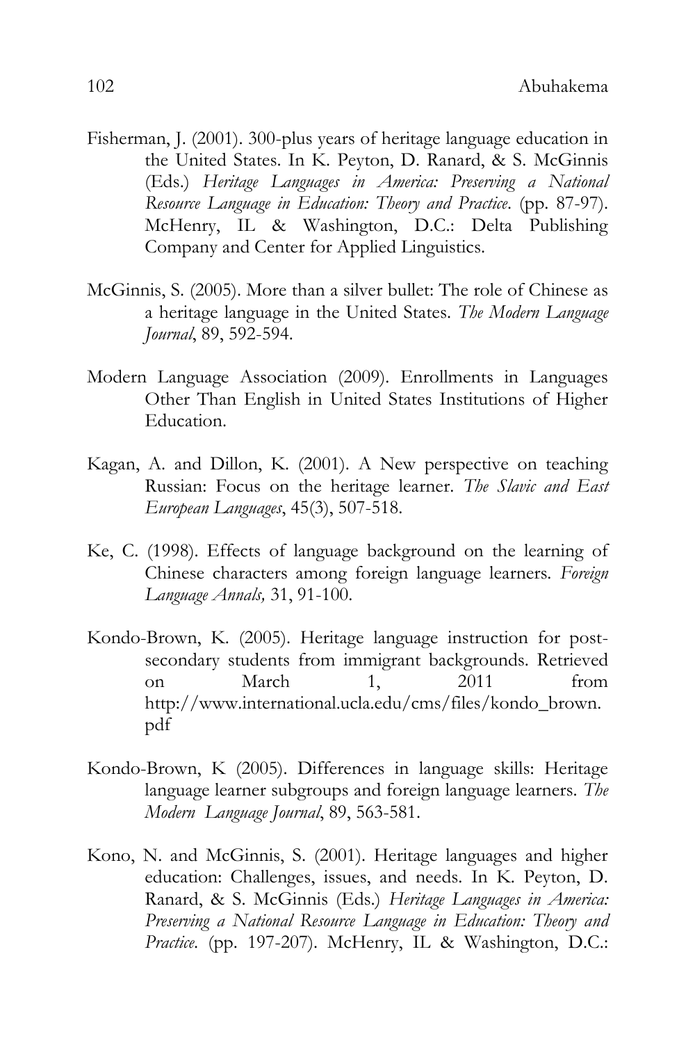Fisherman, J. (2001). 300-plus years of heritage language education in the United States. In K. Peyton, D. Ranard, & S. McGinnis (Eds.) *Heritage Languages in America: Preserving a National Resource Language in Education: Theory and Practice*. (pp. 87-97). McHenry, IL & Washington, D.C.: Delta Publishing Company and Center for Applied Linguistics.

McGinnis, S. (2005). More than a silver bullet: The role of Chinese as a heritage language in the United States. *The Modern Language Journal*, 89, 592-594.

Modern Language Association (2009). Enrollments in Languages Other Than English in United States Institutions of Higher Education.

Kagan, A. and Dillon, K. (2001). A New perspective on teaching Russian: Focus on the heritage learner. *The Slavic and East European Languages*, 45(3), 507-518.

Ke, C. (1998). Effects of language background on the learning of Chinese characters among foreign language learners. *Foreign Language Annals,* 31, 91-100.

Kondo-Brown, K. (2005). Heritage language instruction for post-secondary students from immigrant backgrounds. Retrieved on March 1, 2011 from http://www.international.ucla.edu/cms/files/kondo_brown.pdf

Kondo-Brown, K (2005). Differences in language skills: Heritage language learner subgroups and foreign language learners. *The Modern Language Journal*, 89, 563-581.

Kono, N. and McGinnis, S. (2001). Heritage languages and higher education: Challenges, issues, and needs. In K. Peyton, D. Ranard, & S. McGinnis (Eds.) *Heritage Languages in America: Preserving a National Resource Language in Education: Theory and Practice*. (pp. 197-207). McHenry, IL & Washington, D.C.: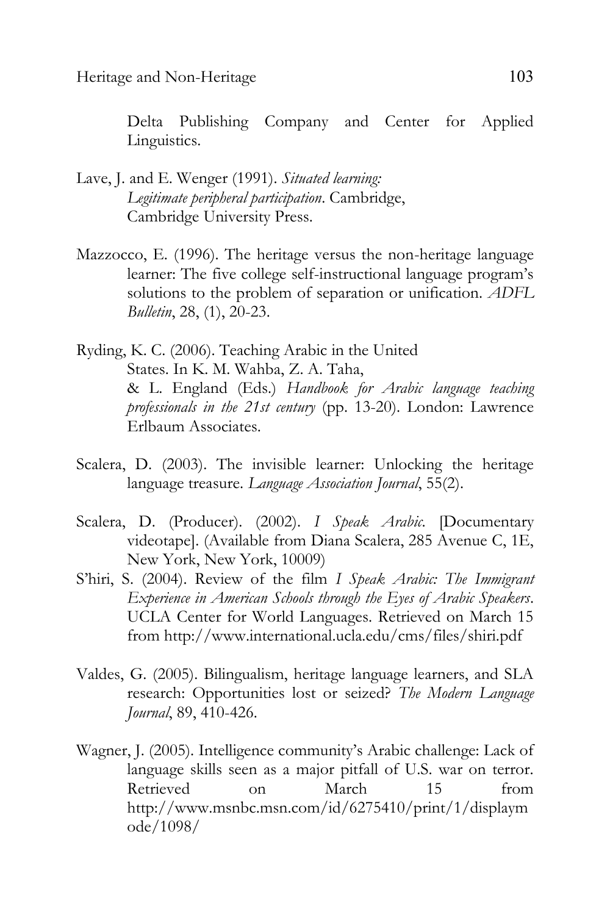Delta Publishing Company and Center for Applied Linguistics.

Lave, J. and E. Wenger (1991). *Situated learning: Legitimate peripheral participation*. Cambridge, Cambridge University Press.

Mazzocco, E. (1996). The heritage versus the non-heritage language learner: The five college self-instructional language program's solutions to the problem of separation or unification. *ADFL Bulletin*, 28, (1), 20-23.

Ryding, K. C. (2006). Teaching Arabic in the United States. In K. M. Wahba, Z. A. Taha, & L. England (Eds.) *Handbook for Arabic language teaching professionals in the 21st century* (pp. 13-20). London: Lawrence Erlbaum Associates.

Scalera, D. (2003). The invisible learner: Unlocking the heritage language treasure. *Language Association Journal*, 55(2).

Scalera, D. (Producer). (2002). *I Speak Arabic.* [Documentary videotape]. (Available from Diana Scalera, 285 Avenue C, 1E, New York, New York, 10009)

S'hiri, S. (2004). Review of the film *I Speak Arabic: The Immigrant Experience in American Schools through the Eyes of Arabic Speakers*. UCLA Center for World Languages. Retrieved on March 15 from http://www.international.ucla.edu/cms/files/shiri.pdf

Valdes, G. (2005). Bilingualism, heritage language learners, and SLA research: Opportunities lost or seized? *The Modern Language Journal*, 89, 410-426.

Wagner, J. (2005). Intelligence community's Arabic challenge: Lack of language skills seen as a major pitfall of U.S. war on terror. Retrieved on March 15 from http://www.msnbc.msn.com/id/6275410/print/1/displaymode/1098/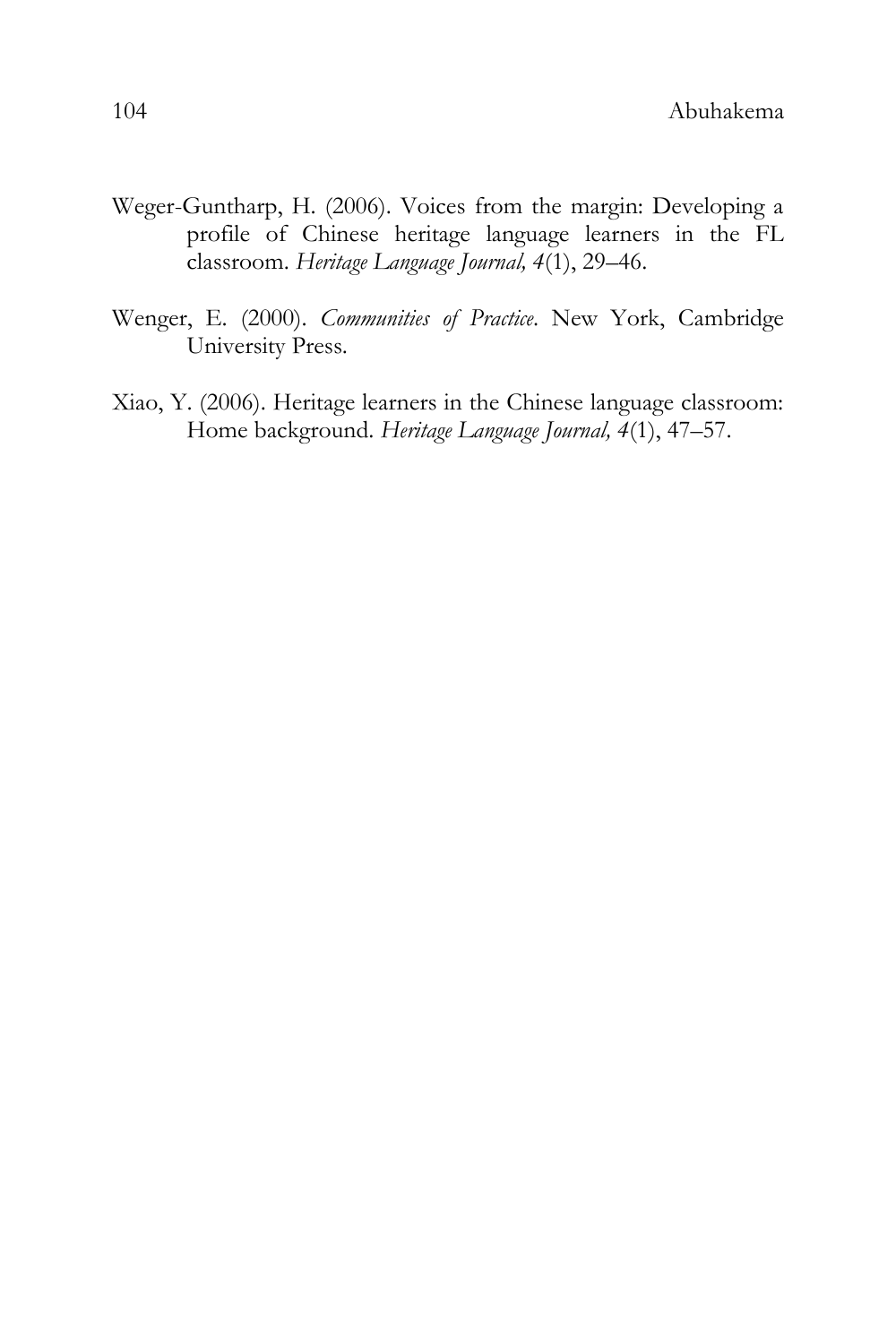Weger-Guntharp, H. (2006). Voices from the margin: Developing a profile of Chinese heritage language learners in the FL classroom. *Heritage Language Journal, 4*(1), 29–46.

Wenger, E. (2000). *Communities of Practice*. New York, Cambridge University Press.

Xiao, Y. (2006). Heritage learners in the Chinese language classroom: Home background. *Heritage Language Journal, 4*(1), 47–57.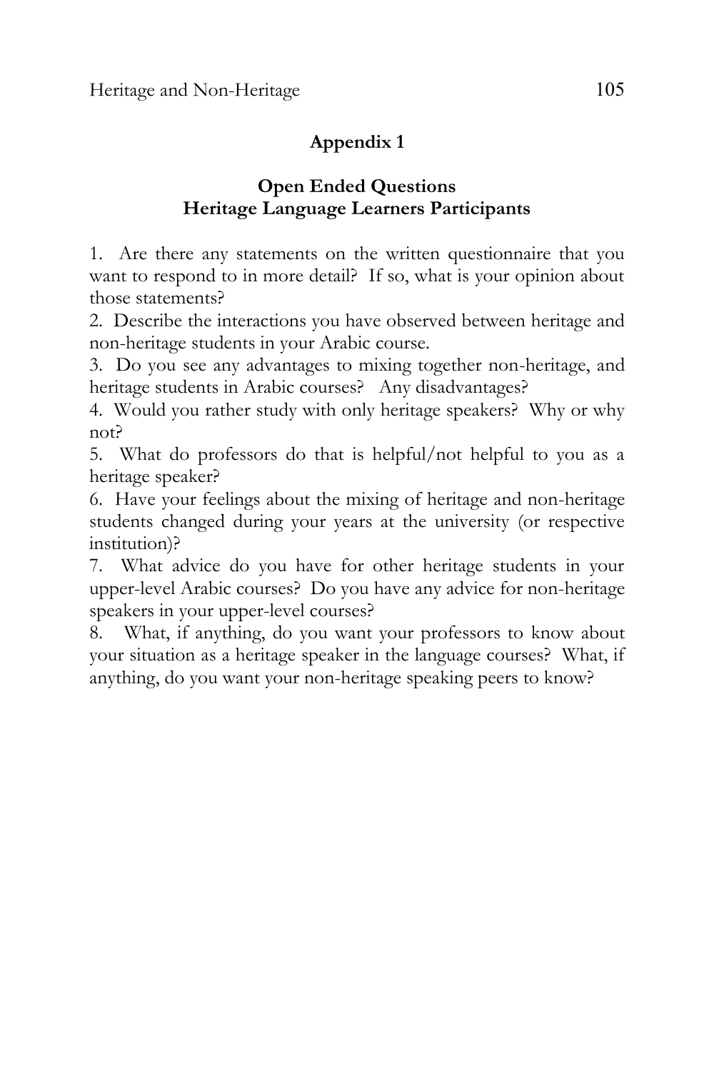## Appendix 1

### Open Ended Questions
### Heritage Language Learners Participants

1. Are there any statements on the written questionnaire that you want to respond to in more detail? If so, what is your opinion about those statements?
2. Describe the interactions you have observed between heritage and non-heritage students in your Arabic course.
3. Do you see any advantages to mixing together non-heritage, and heritage students in Arabic courses? Any disadvantages?
4. Would you rather study with only heritage speakers? Why or why not?
5. What do professors do that is helpful/not helpful to you as a heritage speaker?
6. Have your feelings about the mixing of heritage and non-heritage students changed during your years at the university (or respective institution)?
7. What advice do you have for other heritage students in your upper-level Arabic courses? Do you have any advice for non-heritage speakers in your upper-level courses?
8. What, if anything, do you want your professors to know about your situation as a heritage speaker in the language courses? What, if anything, do you want your non-heritage speaking peers to know?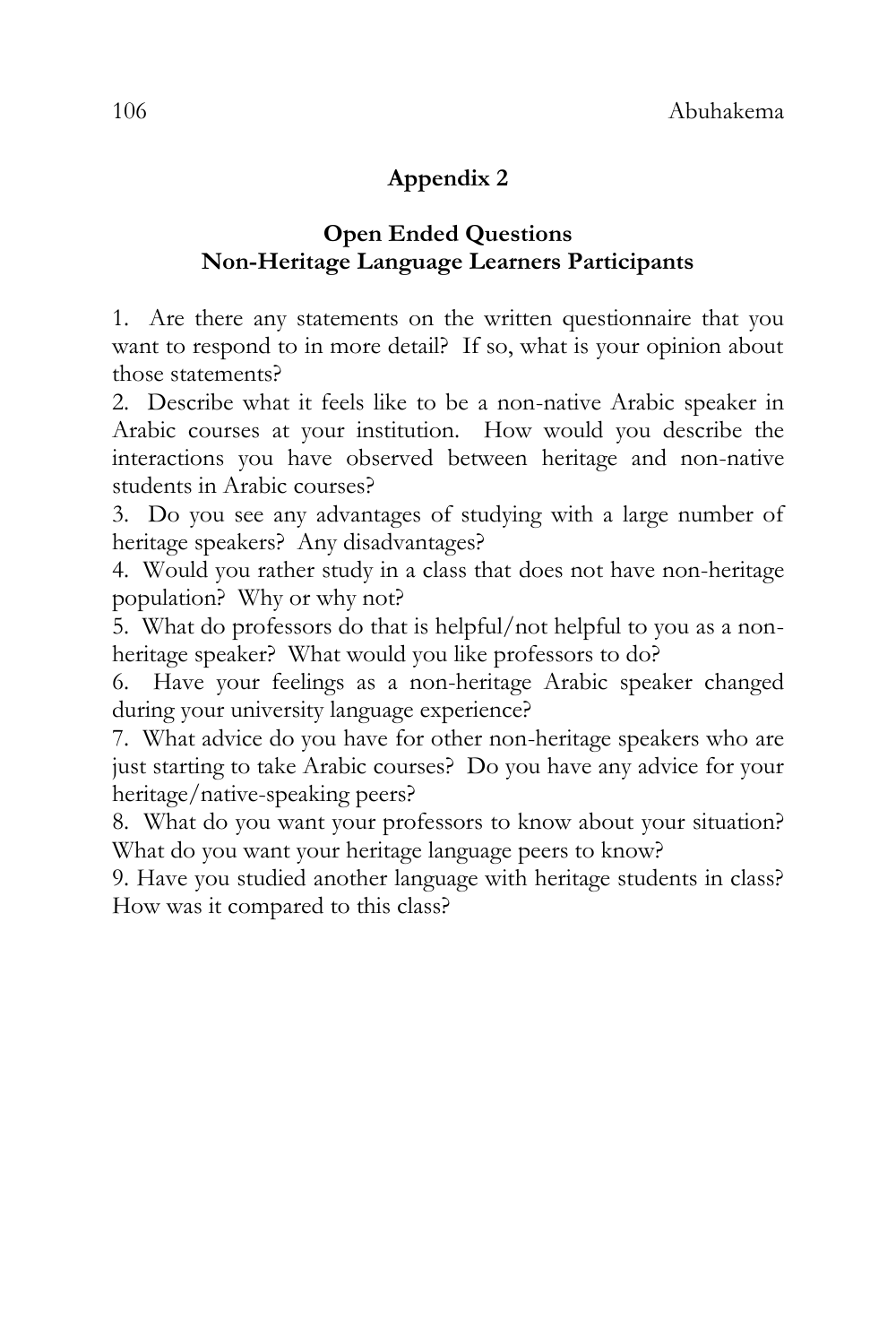## Appendix 2

### Open Ended Questions
### Non-Heritage Language Learners Participants

1. Are there any statements on the written questionnaire that you want to respond to in more detail? If so, what is your opinion about those statements?
2. Describe what it feels like to be a non-native Arabic speaker in Arabic courses at your institution. How would you describe the interactions you have observed between heritage and non-native students in Arabic courses?
3. Do you see any advantages of studying with a large number of heritage speakers? Any disadvantages?
4. Would you rather study in a class that does not have non-heritage population? Why or why not?
5. What do professors do that is helpful/not helpful to you as a non-heritage speaker? What would you like professors to do?
6. Have your feelings as a non-heritage Arabic speaker changed during your university language experience?
7. What advice do you have for other non-heritage speakers who are just starting to take Arabic courses? Do you have any advice for your heritage/native-speaking peers?
8. What do you want your professors to know about your situation? What do you want your heritage language peers to know?
9. Have you studied another language with heritage students in class? How was it compared to this class?